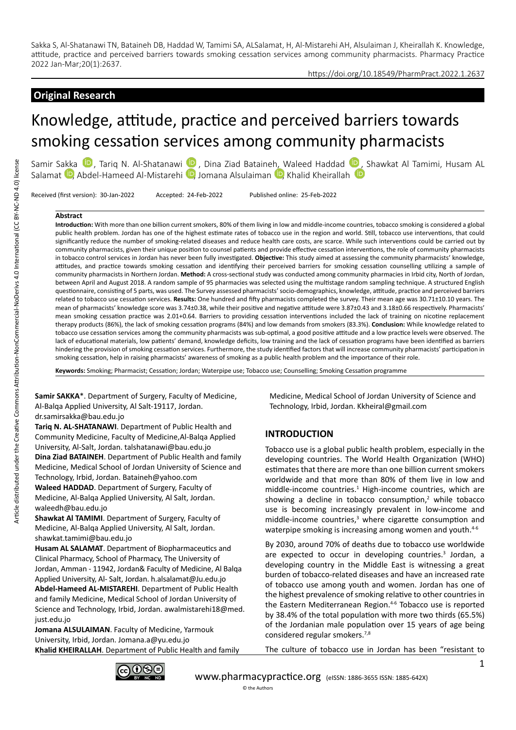Sakka S, Al-Shatanawi TN, Bataineh DB, Haddad W, Tamimi SA, ALSalamat, H, Al-Mistarehi AH, Alsulaiman J, Kheirallah K. Knowledge, attitude, practice and perceived barriers towards smoking cessation services among community pharmacists. Pharmacy Practice 2022 Jan-Mar;20(1):2637.

https://doi.org/10.18549/PharmPract.2022.1.2637

## Original Research

# Knowledge, attitude, practice and perceived barriers towards smoking cessation services among community pharmacists

Samir Sakka, Tariq N. Al-Shatanawi, Dina Ziad Bataineh, Waleed Haddad, Shawkat Al Tamimi, Husam AL Salamat, Abdel-Hameed Al-Mistarehi, Jomana Alsulaiman, Khalid Kheirallah

Received (first version): 30-Jan-2022 Accepted: 24-Feb-2022 Published online: 25-Feb-2022

### Abstract

**Introduction:** With more than one billion current smokers, 80% of them living in low and middle-income countries, tobacco smoking is considered a global public health problem. Jordan has one of the highest estimate rates of tobacco use in the region and world. Still, tobacco use interventions, that could significantly reduce the number of smoking-related diseases and reduce health care costs, are scarce. While such interventions could be carried out by community pharmacists, given their unique position to counsel patients and provide effective cessation interventions, the role of community pharmacists in tobacco control services in Jordan has never been fully investigated. **Objective:** This study aimed at assessing the community pharmacists' knowledge, attitudes, and practice towards smoking cessation and identifying their perceived barriers for smoking cessation counselling utilizing a sample of community pharmacists in Northern Jordan. **Method:** A cross-sectional study was conducted among community pharmacies in Irbid city, North of Jordan, between April and August 2018. A random sample of 95 pharmacies was selected using the multistage random sampling technique. A structured English questionnaire, consisting of 5 parts, was used. The Survey assessed pharmacists' socio-demographics, knowledge, attitude, practice and perceived barriers related to tobacco use cessation services. **Results:** One hundred and fifty pharmacists completed the survey. Their mean age was 30.71±10.10 years. The mean of pharmacists' knowledge score was 3.74±0.38, while their positive and negative attitude were 3.87±0.43 and 3.18±0.66 respectively. Pharmacists' mean smoking cessation practice was 2.01+0.64. Barriers to providing cessation interventions included the lack of training on nicotine replacement therapy products (86%), the lack of smoking cessation programs (84%) and low demands from smokers (83.3%). **Conclusion:** While knowledge related to tobacco use cessation services among the community pharmacists was sub-optimal, a good positive attitude and a low practice levels were observed. The lack of educational materials, low patients' demand, knowledge deficits, low training and the lack of cessation programs have been identified as barriers hindering the provision of smoking cessation services. Furthermore, the study identified factors that will increase community pharmacists' participation in smoking cessation, help in raising pharmacists' awareness of smoking as a public health problem and the importance of their role.

**Keywords:** Smoking; Pharmacist; Cessation; Jordan; Waterpipe use; Tobacco use; Counselling; Smoking Cessation programme

**Samir SAKKA***. Department of Surgery, Faculty of Medicine, Al-Balqa Applied University, Al Salt-19117, Jordan. dr.samirsakka@bau.edu.jo

**Tariq N. AL-SHATANAWI**. Department of Public Health and Community Medicine, Faculty of Medicine,Al-Balqa Applied University, Al-Salt, Jordan. talshatanawi@bau.edu.jo

**Dina Ziad BATAINEH**. Department of Public Health and family Medicine, Medical School of Jordan University of Science and Technology, Irbid, Jordan. Bataineh@yahoo.com

**Waleed HADDAD**. Department of Surgery, Faculty of Medicine, Al-Balqa Applied University, Al Salt, Jordan. waleedh@bau.edu.jo

**Shawkat Al TAMIMI**. Department of Surgery, Faculty of Medicine, Al-Balqa Applied University, Al Salt, Jordan. shawkat.tamimi@bau.edu.jo

**Husam AL SALAMAT**. Department of Biopharmaceutics and Clinical Pharmacy, School of Pharmacy, The University of Jordan, Amman - 11942, Jordan& Faculty of Medicine, Al Balqa Applied University, Al- Salt, Jordan. h.alsalamat@Ju.edu.jo

**Abdel-Hameed AL-MISTAREHI**. Department of Public Health and family Medicine, Medical School of Jordan University of Science and Technology, Irbid, Jordan. awalmistarehi18@med.just.edu.jo

**Jomana ALSULAIMAN**. Faculty of Medicine, Yarmouk University, Irbid, Jordan. Jomana.a@yu.edu.jo

**Khalid KHEIRALLAH**. Department of Public Health and family Medicine, Medical School of Jordan University of Science and Technology, Irbid, Jordan. Kkheiral@gmail.com

## INTRODUCTION

Tobacco use is a global public health problem, especially in the developing countries. The World Health Organization (WHO) estimates that there are more than one billion current smokers worldwide and that more than 80% of them live in low and middle-income countries.[1] High-income countries, which are showing a decline in tobacco consumption,[2] while tobacco use is becoming increasingly prevalent in low-income and middle-income countries,[3] where cigarette consumption and waterpipe smoking is increasing among women and youth.[4-6]

By 2030, around 70% of deaths due to tobacco use worldwide are expected to occur in developing countries.[3] Jordan, a developing country in the Middle East is witnessing a great burden of tobacco-related diseases and have an increased rate of tobacco use among youth and women. Jordan has one of the highest prevalence of smoking relative to other countries in the Eastern Mediterranean Region.[4-6] Tobacco use is reported by 38.4% of the total population with more two thirds (65.5%) of the Jordanian male population over 15 years of age being considered regular smokers.[7,8]

The culture of tobacco use in Jordan has been "resistant to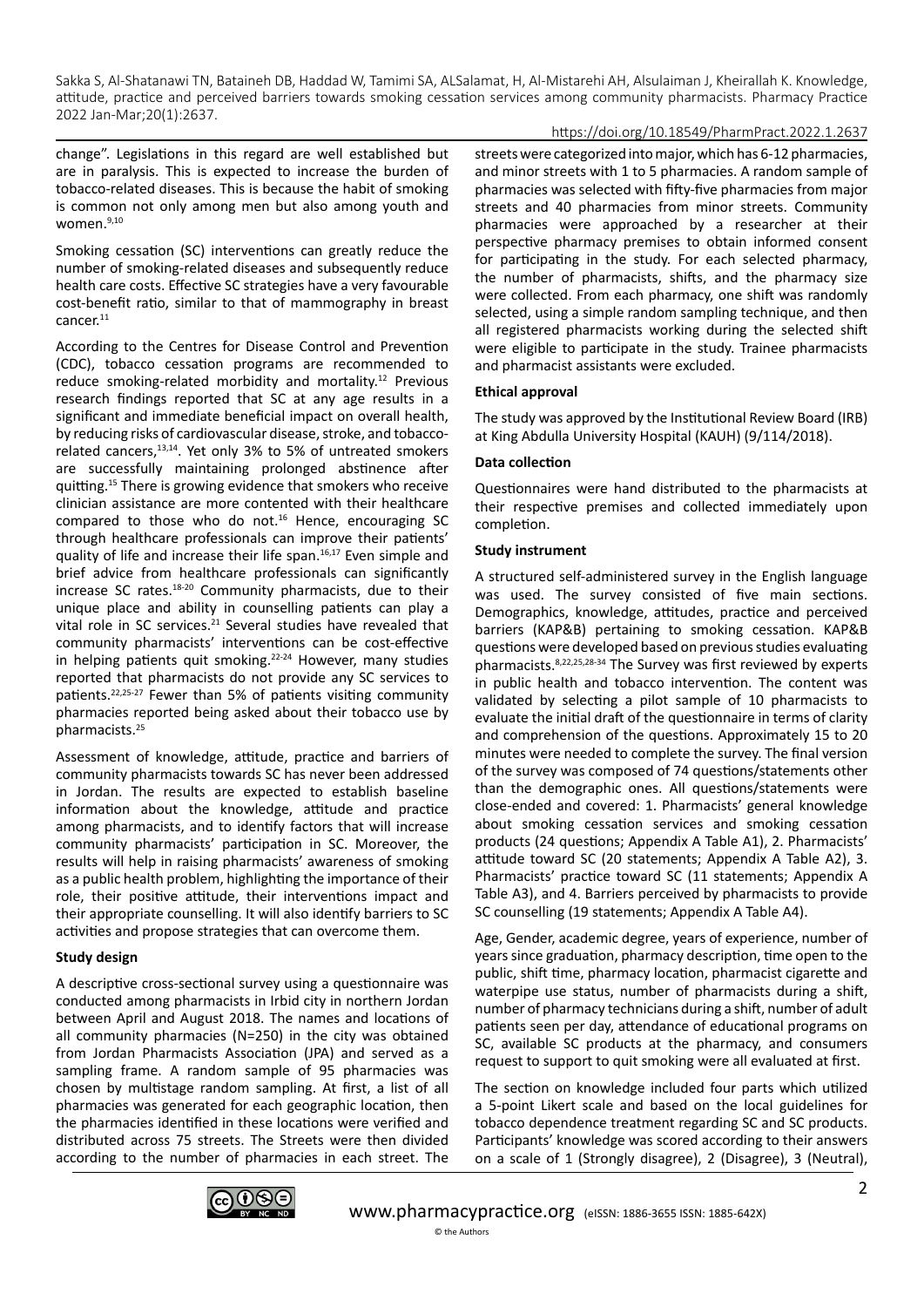change". Legislations in this regard are well established but are in paralysis. This is expected to increase the burden of tobacco-related diseases. This is because the habit of smoking is common not only among men but also among youth and women.[9,10]

Smoking cessation (SC) interventions can greatly reduce the number of smoking-related diseases and subsequently reduce health care costs. Effective SC strategies have a very favourable cost-benefit ratio, similar to that of mammography in breast cancer.[11]

According to the Centres for Disease Control and Prevention (CDC), tobacco cessation programs are recommended to reduce smoking-related morbidity and mortality.[12] Previous research findings reported that SC at any age results in a significant and immediate beneficial impact on overall health, by reducing risks of cardiovascular disease, stroke, and tobacco-related cancers,[13,14]. Yet only 3% to 5% of untreated smokers are successfully maintaining prolonged abstinence after quitting.[15] There is growing evidence that smokers who receive clinician assistance are more contented with their healthcare compared to those who do not.[16] Hence, encouraging SC through healthcare professionals can improve their patients' quality of life and increase their life span.[16,17] Even simple and brief advice from healthcare professionals can significantly increase SC rates.[18-20] Community pharmacists, due to their unique place and ability in counselling patients can play a vital role in SC services.[21] Several studies have revealed that community pharmacists' interventions can be cost-effective in helping patients quit smoking.[22-24] However, many studies reported that pharmacists do not provide any SC services to patients.[22,25-27] Fewer than 5% of patients visiting community pharmacies reported being asked about their tobacco use by pharmacists.[25]

Assessment of knowledge, attitude, practice and barriers of community pharmacists towards SC has never been addressed in Jordan. The results are expected to establish baseline information about the knowledge, attitude and practice among pharmacists, and to identify factors that will increase community pharmacists' participation in SC. Moreover, the results will help in raising pharmacists' awareness of smoking as a public health problem, highlighting the importance of their role, their positive attitude, their interventions impact and their appropriate counselling. It will also identify barriers to SC activities and propose strategies that can overcome them.

### Study design

A descriptive cross-sectional survey using a questionnaire was conducted among pharmacists in Irbid city in northern Jordan between April and August 2018. The names and locations of all community pharmacies (N=250) in the city was obtained from Jordan Pharmacists Association (JPA) and served as a sampling frame. A random sample of 95 pharmacies was chosen by multistage random sampling. At first, a list of all pharmacies was generated for each geographic location, then the pharmacies identified in these locations were verified and distributed across 75 streets. The Streets were then divided according to the number of pharmacies in each street. The streets were categorized into major, which has 6-12 pharmacies, and minor streets with 1 to 5 pharmacies. A random sample of pharmacies was selected with fifty-five pharmacies from major streets and 40 pharmacies from minor streets. Community pharmacies were approached by a researcher at their perspective pharmacy premises to obtain informed consent for participating in the study. For each selected pharmacy, the number of pharmacists, shifts, and the pharmacy size were collected. From each pharmacy, one shift was randomly selected, using a simple random sampling technique, and then all registered pharmacists working during the selected shift were eligible to participate in the study. Trainee pharmacists and pharmacist assistants were excluded.

### Ethical approval

The study was approved by the Institutional Review Board (IRB) at King Abdulla University Hospital (KAUH) (9/114/2018).

### Data collection

Questionnaires were hand distributed to the pharmacists at their respective premises and collected immediately upon completion.

### Study instrument

A structured self-administered survey in the English language was used. The survey consisted of five main sections. Demographics, knowledge, attitudes, practice and perceived barriers (KAP&B) pertaining to smoking cessation. KAP&B questions were developed based on previous studies evaluating pharmacists.[8,22,25,28-34] The Survey was first reviewed by experts in public health and tobacco intervention. The content was validated by selecting a pilot sample of 10 pharmacists to evaluate the initial draft of the questionnaire in terms of clarity and comprehension of the questions. Approximately 15 to 20 minutes were needed to complete the survey. The final version of the survey was composed of 74 questions/statements other than the demographic ones. All questions/statements were close-ended and covered: 1. Pharmacists' general knowledge about smoking cessation services and smoking cessation products (24 questions; Appendix A Table A1), 2. Pharmacists' attitude toward SC (20 statements; Appendix A Table A2), 3. Pharmacists' practice toward SC (11 statements; Appendix A Table A3), and 4. Barriers perceived by pharmacists to provide SC counselling (19 statements; Appendix A Table A4).

Age, Gender, academic degree, years of experience, number of years since graduation, pharmacy description, time open to the public, shift time, pharmacy location, pharmacist cigarette and waterpipe use status, number of pharmacists during a shift, number of pharmacy technicians during a shift, number of adult patients seen per day, attendance of educational programs on SC, available SC products at the pharmacy, and consumers request to support to quit smoking were all evaluated at first.

The section on knowledge included four parts which utilized a 5-point Likert scale and based on the local guidelines for tobacco dependence treatment regarding SC and SC products. Participants' knowledge was scored according to their answers on a scale of 1 (Strongly disagree), 2 (Disagree), 3 (Neutral),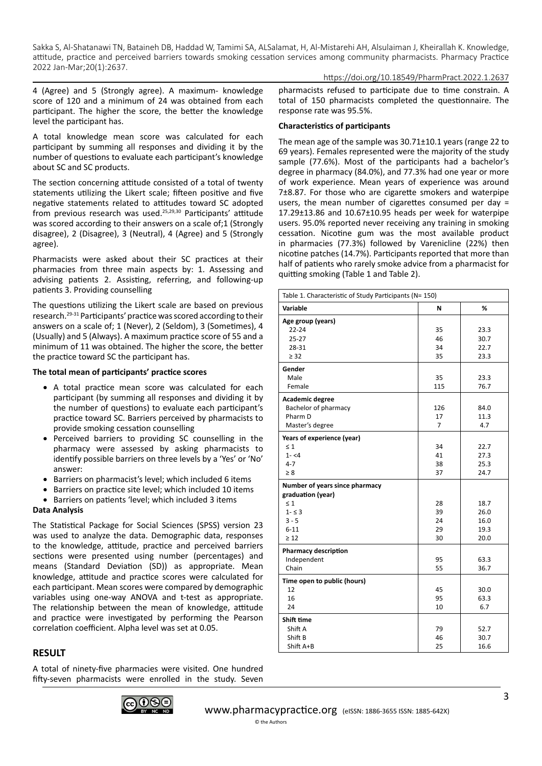4 (Agree) and 5 (Strongly agree). A maximum- knowledge score of 120 and a minimum of 24 was obtained from each participant. The higher the score, the better the knowledge level the participant has.

A total knowledge mean score was calculated for each participant by summing all responses and dividing it by the number of questions to evaluate each participant's knowledge about SC and SC products.

The section concerning attitude consisted of a total of twenty statements utilizing the Likert scale; fifteen positive and five negative statements related to attitudes toward SC adopted from previous research was used.[25,29,30] Participants' attitude was scored according to their answers on a scale of;1 (Strongly disagree), 2 (Disagree), 3 (Neutral), 4 (Agree) and 5 (Strongly agree).

Pharmacists were asked about their SC practices at their pharmacies from three main aspects by: 1. Assessing and advising patients 2. Assisting, referring, and following-up patients 3. Providing counselling

The questions utilizing the Likert scale are based on previous research.[29-31] Participants' practice was scored according to their answers on a scale of; 1 (Never), 2 (Seldom), 3 (Sometimes), 4 (Usually) and 5 (Always). A maximum practice score of 55 and a minimum of 11 was obtained. The higher the score, the better the practice toward SC the participant has.

**The total mean of participants' practice scores**

- A total practice mean score was calculated for each participant (by summing all responses and dividing it by the number of questions) to evaluate each participant's practice toward SC. Barriers perceived by pharmacists to provide smoking cessation counselling
- Perceived barriers to providing SC counselling in the pharmacy were assessed by asking pharmacists to identify possible barriers on three levels by a 'Yes' or 'No' answer:
- Barriers on pharmacist's level; which included 6 items
- Barriers on practice site level; which included 10 items
- Barriers on patients 'level; which included 3 items

**Data Analysis**

The Statistical Package for Social Sciences (SPSS) version 23 was used to analyze the data. Demographic data, responses to the knowledge, attitude, practice and perceived barriers sections were presented using number (percentages) and means (Standard Deviation (SD)) as appropriate. Mean knowledge, attitude and practice scores were calculated for each participant. Mean scores were compared by demographic variables using one-way ANOVA and t-test as appropriate. The relationship between the mean of knowledge, attitude and practice were investigated by performing the Pearson correlation coefficient. Alpha level was set at 0.05.

## RESULT

A total of ninety-five pharmacies were visited. One hundred fifty-seven pharmacists were enrolled in the study. Seven pharmacists refused to participate due to time constrain. A total of 150 pharmacists completed the questionnaire. The response rate was 95.5%.

**Characteristics of participants**

The mean age of the sample was 30.71±10.1 years (range 22 to 69 years). Females represented were the majority of the study sample (77.6%). Most of the participants had a bachelor's degree in pharmacy (84.0%), and 77.3% had one year or more of work experience. Mean years of experience was around 7±8.87. For those who are cigarette smokers and waterpipe users, the mean number of cigarettes consumed per day = 17.29±13.86 and 10.67±10.95 heads per week for waterpipe users. 95.0% reported never receiving any training in smoking cessation. Nicotine gum was the most available product in pharmacies (77.3%) followed by Varenicline (22%) then nicotine patches (14.7%). Participants reported that more than half of patients who rarely smoke advice from a pharmacist for quitting smoking (Table 1 and Table 2).

Table 1. Characteristic of Study Participants (N= 150)

| Variable | N | % |
|---|---|---|
| **Age group (years)** | | |
| 22-24 | 35 | 23.3 |
| 25-27 | 46 | 30.7 |
| 28-31 | 34 | 22.7 |
| ≥ 32 | 35 | 23.3 |
| **Gender** | | |
| Male | 35 | 23.3 |
| Female | 115 | 76.7 |
| **Academic degree** | | |
| Bachelor of pharmacy | 126 | 84.0 |
| Pharm D | 17 | 11.3 |
| Master's degree | 7 | 4.7 |
| **Years of experience (year)** | | |
| ≤ 1 | 34 | 22.7 |
| 1- <4 | 41 | 27.3 |
| 4-7 | 38 | 25.3 |
| ≥ 8 | 37 | 24.7 |
| **Number of years since pharmacy graduation (year)** | | |
| ≤ 1 | 28 | 18.7 |
| 1- ≤ 3 | 39 | 26.0 |
| 3 - 5 | 24 | 16.0 |
| 6-11 | 29 | 19.3 |
| ≥ 12 | 30 | 20.0 |
| **Pharmacy description** | | |
| Independent | 95 | 63.3 |
| Chain | 55 | 36.7 |
| **Time open to public (hours)** | | |
| 12 | 45 | 30.0 |
| 16 | 95 | 63.3 |
| 24 | 10 | 6.7 |
| **Shift time** | | |
| Shift A | 79 | 52.7 |
| Shift B | 46 | 30.7 |
| Shift A+B | 25 | 16.6 |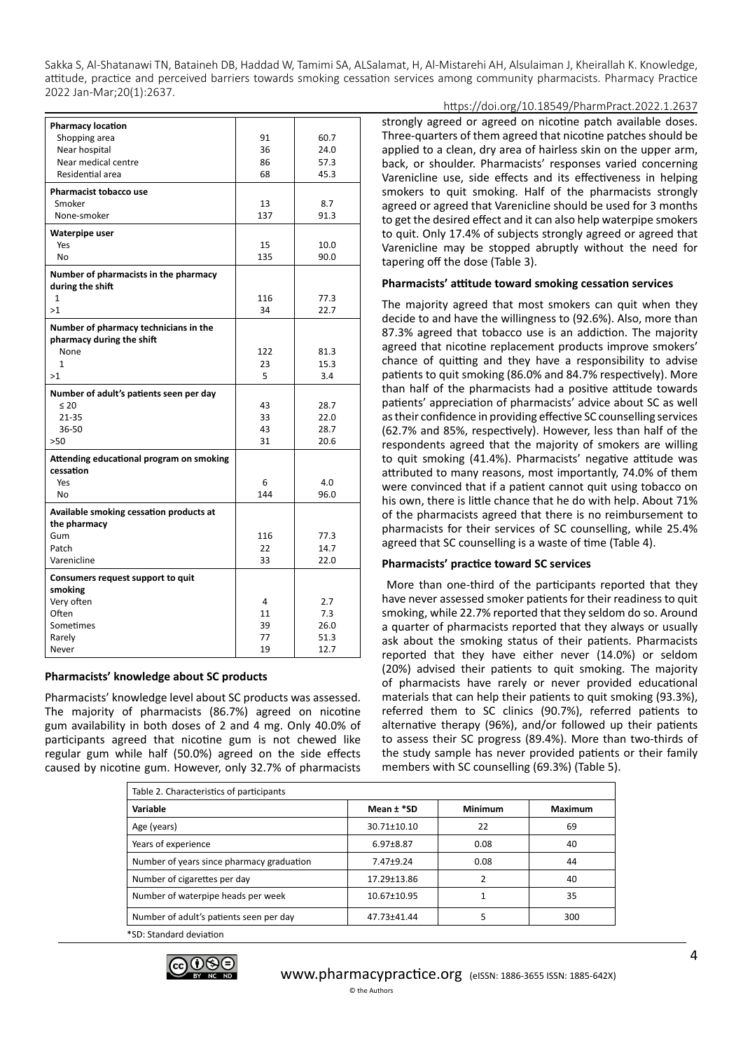| | | |
|---|---|---|
| **Pharmacy location** | | |
| Shopping area | 91 | 60.7 |
| Near hospital | 36 | 24.0 |
| Near medical centre | 86 | 57.3 |
| Residential area | 68 | 45.3 |
| **Pharmacist tobacco use** | | |
| Smoker | 13 | 8.7 |
| None-smoker | 137 | 91.3 |
| **Waterpipe user** | | |
| Yes | 15 | 10.0 |
| No | 135 | 90.0 |
| **Number of pharmacists in the pharmacy during the shift** | | |
| 1 | 116 | 77.3 |
| >1 | 34 | 22.7 |
| **Number of pharmacy technicians in the pharmacy during the shift** | | |
| None | 122 | 81.3 |
| 1 | 23 | 15.3 |
| >1 | 5 | 3.4 |
| **Number of adult's patients seen per day** | | |
| ≤ 20 | 43 | 28.7 |
| 21-35 | 33 | 22.0 |
| 36-50 | 43 | 28.7 |
| >50 | 31 | 20.6 |
| **Attending educational program on smoking cessation** | | |
| Yes | 6 | 4.0 |
| No | 144 | 96.0 |
| **Available smoking cessation products at the pharmacy** | | |
| Gum | 116 | 77.3 |
| Patch | 22 | 14.7 |
| Varenicline | 33 | 22.0 |
| **Consumers request support to quit smoking** | | |
| Very often | 4 | 2.7 |
| Often | 11 | 7.3 |
| Sometimes | 39 | 26.0 |
| Rarely | 77 | 51.3 |
| Never | 19 | 12.7 |

### Pharmacists' knowledge about SC products

Pharmacists' knowledge level about SC products was assessed. The majority of pharmacists (86.7%) agreed on nicotine gum availability in both doses of 2 and 4 mg. Only 40.0% of participants agreed that nicotine gum is not chewed like regular gum while half (50.0%) agreed on the side effects caused by nicotine gum. However, only 32.7% of pharmacists strongly agreed or agreed on nicotine patch available doses. Three-quarters of them agreed that nicotine patches should be applied to a clean, dry area of hairless skin on the upper arm, back, or shoulder. Pharmacists' responses varied concerning Varenicline use, side effects and its effectiveness in helping smokers to quit smoking. Half of the pharmacists strongly agreed or agreed that Varenicline should be used for 3 months to get the desired effect and it can also help waterpipe smokers to quit. Only 17.4% of subjects strongly agreed or agreed that Varenicline may be stopped abruptly without the need for tapering off the dose (Table 3).

### Pharmacists' attitude toward smoking cessation services

The majority agreed that most smokers can quit when they decide to and have the willingness to (92.6%). Also, more than 87.3% agreed that tobacco use is an addiction. The majority agreed that nicotine replacement products improve smokers' chance of quitting and they have a responsibility to advise patients to quit smoking (86.0% and 84.7% respectively). More than half of the pharmacists had a positive attitude towards patients' appreciation of pharmacists' advice about SC as well as their confidence in providing effective SC counselling services (62.7% and 85%, respectively). However, less than half of the respondents agreed that the majority of smokers are willing to quit smoking (41.4%). Pharmacists' negative attitude was attributed to many reasons, most importantly, 74.0% of them were convinced that if a patient cannot quit using tobacco on his own, there is little chance that he do with help. About 71% of the pharmacists agreed that there is no reimbursement to pharmacists for their services of SC counselling, while 25.4% agreed that SC counselling is a waste of time (Table 4).

### Pharmacists' practice toward SC services

More than one-third of the participants reported that they have never assessed smoker patients for their readiness to quit smoking, while 22.7% reported that they seldom do so. Around a quarter of pharmacists reported that they always or usually ask about the smoking status of their patients. Pharmacists reported that they have either never (14.0%) or seldom (20%) advised their patients to quit smoking. The majority of pharmacists have rarely or never provided educational materials that can help their patients to quit smoking (93.3%), referred them to SC clinics (90.7%), referred patients to alternative therapy (96%), and/or followed up their patients to assess their SC progress (89.4%). More than two-thirds of the study sample has never provided patients or their family members with SC counselling (69.3%) (Table 5).

| Table 2. Characteristics of participants | | | |
|---|---|---|---|
| **Variable** | **Mean ± *SD** | **Minimum** | **Maximum** |
| Age (years) | 30.71±10.10 | 22 | 69 |
| Years of experience | 6.97±8.87 | 0.08 | 40 |
| Number of years since pharmacy graduation | 7.47±9.24 | 0.08 | 44 |
| Number of cigarettes per day | 17.29±13.86 | 2 | 40 |
| Number of waterpipe heads per week | 10.67±10.95 | 1 | 35 |
| Number of adult's patients seen per day | 47.73±41.44 | 5 | 300 |

*SD: Standard deviation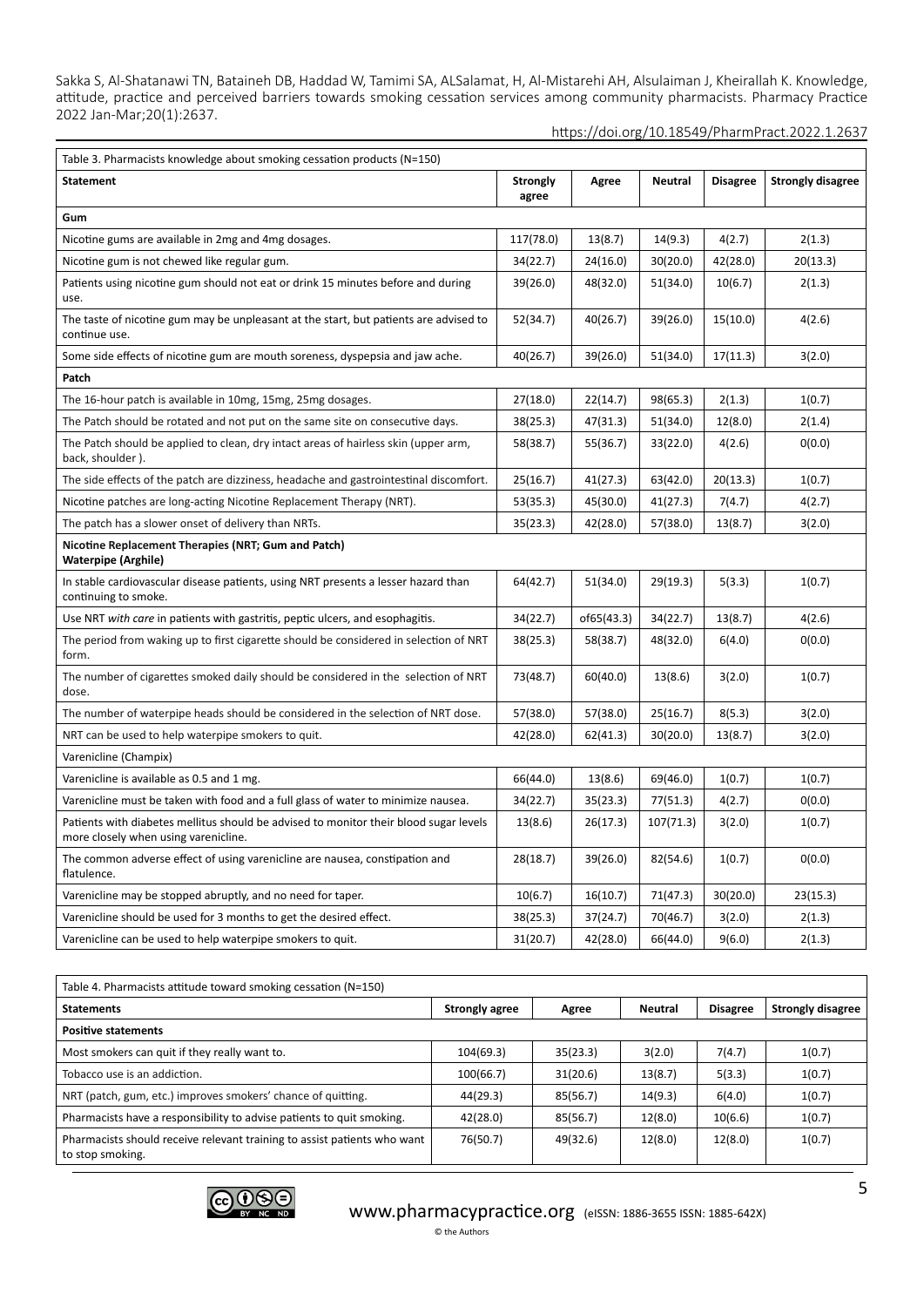| Table 3. Pharmacists knowledge about smoking cessation products (N=150) | | | | | |
|---|---|---|---|---|---|
| **Statement** | **Strongly agree** | **Agree** | **Neutral** | **Disagree** | **Strongly disagree** |
| **Gum** | | | | | |
| Nicotine gums are available in 2mg and 4mg dosages. | 117(78.0) | 13(8.7) | 14(9.3) | 4(2.7) | 2(1.3) |
| Nicotine gum is not chewed like regular gum. | 34(22.7) | 24(16.0) | 30(20.0) | 42(28.0) | 20(13.3) |
| Patients using nicotine gum should not eat or drink 15 minutes before and during use. | 39(26.0) | 48(32.0) | 51(34.0) | 10(6.7) | 2(1.3) |
| The taste of nicotine gum may be unpleasant at the start, but patients are advised to continue use. | 52(34.7) | 40(26.7) | 39(26.0) | 15(10.0) | 4(2.6) |
| Some side effects of nicotine gum are mouth soreness, dyspepsia and jaw ache. | 40(26.7) | 39(26.0) | 51(34.0) | 17(11.3) | 3(2.0) |
| **Patch** | | | | | |
| The 16-hour patch is available in 10mg, 15mg, 25mg dosages. | 27(18.0) | 22(14.7) | 98(65.3) | 2(1.3) | 1(0.7) |
| The Patch should be rotated and not put on the same site on consecutive days. | 38(25.3) | 47(31.3) | 51(34.0) | 12(8.0) | 2(1.4) |
| The Patch should be applied to clean, dry intact areas of hairless skin (upper arm, back, shoulder ). | 58(38.7) | 55(36.7) | 33(22.0) | 4(2.6) | 0(0.0) |
| The side effects of the patch are dizziness, headache and gastrointestinal discomfort. | 25(16.7) | 41(27.3) | 63(42.0) | 20(13.3) | 1(0.7) |
| Nicotine patches are long-acting Nicotine Replacement Therapy (NRT). | 53(35.3) | 45(30.0) | 41(27.3) | 7(4.7) | 4(2.7) |
| The patch has a slower onset of delivery than NRTs. | 35(23.3) | 42(28.0) | 57(38.0) | 13(8.7) | 3(2.0) |
| **Nicotine Replacement Therapies (NRT; Gum and Patch)** **Waterpipe (Arghile)** | | | | | |
| In stable cardiovascular disease patients, using NRT presents a lesser hazard than continuing to smoke. | 64(42.7) | 51(34.0) | 29(19.3) | 5(3.3) | 1(0.7) |
| Use NRT *with care* in patients with gastritis, peptic ulcers, and esophagitis. | 34(22.7) | of65(43.3) | 34(22.7) | 13(8.7) | 4(2.6) |
| The period from waking up to first cigarette should be considered in selection of NRT form. | 38(25.3) | 58(38.7) | 48(32.0) | 6(4.0) | 0(0.0) |
| The number of cigarettes smoked daily should be considered in the selection of NRT dose. | 73(48.7) | 60(40.0) | 13(8.6) | 3(2.0) | 1(0.7) |
| The number of waterpipe heads should be considered in the selection of NRT dose. | 57(38.0) | 57(38.0) | 25(16.7) | 8(5.3) | 3(2.0) |
| NRT can be used to help waterpipe smokers to quit. | 42(28.0) | 62(41.3) | 30(20.0) | 13(8.7) | 3(2.0) |
| Varenicline (Champix) | | | | | |
| Varenicline is available as 0.5 and 1 mg. | 66(44.0) | 13(8.6) | 69(46.0) | 1(0.7) | 1(0.7) |
| Varenicline must be taken with food and a full glass of water to minimize nausea. | 34(22.7) | 35(23.3) | 77(51.3) | 4(2.7) | 0(0.0) |
| Patients with diabetes mellitus should be advised to monitor their blood sugar levels more closely when using varenicline. | 13(8.6) | 26(17.3) | 107(71.3) | 3(2.0) | 1(0.7) |
| The common adverse effect of using varenicline are nausea, constipation and flatulence. | 28(18.7) | 39(26.0) | 82(54.6) | 1(0.7) | 0(0.0) |
| Varenicline may be stopped abruptly, and no need for taper. | 10(6.7) | 16(10.7) | 71(47.3) | 30(20.0) | 23(15.3) |
| Varenicline should be used for 3 months to get the desired effect. | 38(25.3) | 37(24.7) | 70(46.7) | 3(2.0) | 2(1.3) |
| Varenicline can be used to help waterpipe smokers to quit. | 31(20.7) | 42(28.0) | 66(44.0) | 9(6.0) | 2(1.3) |

| Table 4. Pharmacists attitude toward smoking cessation (N=150) | | | | | |
|---|---|---|---|---|---|
| **Statements** | **Strongly agree** | **Agree** | **Neutral** | **Disagree** | **Strongly disagree** |
| **Positive statements** | | | | | |
| Most smokers can quit if they really want to. | 104(69.3) | 35(23.3) | 3(2.0) | 7(4.7) | 1(0.7) |
| Tobacco use is an addiction. | 100(66.7) | 31(20.6) | 13(8.7) | 5(3.3) | 1(0.7) |
| NRT (patch, gum, etc.) improves smokers' chance of quitting. | 44(29.3) | 85(56.7) | 14(9.3) | 6(4.0) | 1(0.7) |
| Pharmacists have a responsibility to advise patients to quit smoking. | 42(28.0) | 85(56.7) | 12(8.0) | 10(6.6) | 1(0.7) |
| Pharmacists should receive relevant training to assist patients who want to stop smoking. | 76(50.7) | 49(32.6) | 12(8.0) | 12(8.0) | 1(0.7) |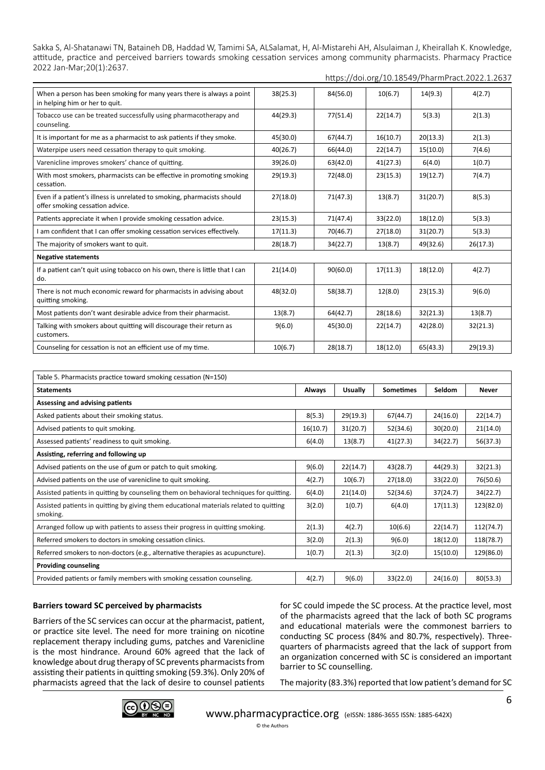| | | | | | |
|---|---|---|---|---|---|
| When a person has been smoking for many years there is always a point in helping him or her to quit. | 38(25.3) | 84(56.0) | 10(6.7) | 14(9.3) | 4(2.7) |
| Tobacco use can be treated successfully using pharmacotherapy and counseling. | 44(29.3) | 77(51.4) | 22(14.7) | 5(3.3) | 2(1.3) |
| It is important for me as a pharmacist to ask patients if they smoke. | 45(30.0) | 67(44.7) | 16(10.7) | 20(13.3) | 2(1.3) |
| Waterpipe users need cessation therapy to quit smoking. | 40(26.7) | 66(44.0) | 22(14.7) | 15(10.0) | 7(4.6) |
| Varenicline improves smokers' chance of quitting. | 39(26.0) | 63(42.0) | 41(27.3) | 6(4.0) | 1(0.7) |
| With most smokers, pharmacists can be effective in promoting smoking cessation. | 29(19.3) | 72(48.0) | 23(15.3) | 19(12.7) | 7(4.7) |
| Even if a patient's illness is unrelated to smoking, pharmacists should offer smoking cessation advice. | 27(18.0) | 71(47.3) | 13(8.7) | 31(20.7) | 8(5.3) |
| Patients appreciate it when I provide smoking cessation advice. | 23(15.3) | 71(47.4) | 33(22.0) | 18(12.0) | 5(3.3) |
| I am confident that I can offer smoking cessation services effectively. | 17(11.3) | 70(46.7) | 27(18.0) | 31(20.7) | 5(3.3) |
| The majority of smokers want to quit. | 28(18.7) | 34(22.7) | 13(8.7) | 49(32.6) | 26(17.3) |
| **Negative statements** | | | | | |
| If a patient can't quit using tobacco on his own, there is little that I can do. | 21(14.0) | 90(60.0) | 17(11.3) | 18(12.0) | 4(2.7) |
| There is not much economic reward for pharmacists in advising about quitting smoking. | 48(32.0) | 58(38.7) | 12(8.0) | 23(15.3) | 9(6.0) |
| Most patients don't want desirable advice from their pharmacist. | 13(8.7) | 64(42.7) | 28(18.6) | 32(21.3) | 13(8.7) |
| Talking with smokers about quitting will discourage their return as customers. | 9(6.0) | 45(30.0) | 22(14.7) | 42(28.0) | 32(21.3) |
| Counseling for cessation is not an efficient use of my time. | 10(6.7) | 28(18.7) | 18(12.0) | 65(43.3) | 29(19.3) |

Table 5. Pharmacists practice toward smoking cessation (N=150)

| Statements | Always | Usually | Sometimes | Seldom | Never |
|---|---|---|---|---|---|
| **Assessing and advising patients** | | | | | |
| Asked patients about their smoking status. | 8(5.3) | 29(19.3) | 67(44.7) | 24(16.0) | 22(14.7) |
| Advised patients to quit smoking. | 16(10.7) | 31(20.7) | 52(34.6) | 30(20.0) | 21(14.0) |
| Assessed patients' readiness to quit smoking. | 6(4.0) | 13(8.7) | 41(27.3) | 34(22.7) | 56(37.3) |
| **Assisting, referring and following up** | | | | | |
| Advised patients on the use of gum or patch to quit smoking. | 9(6.0) | 22(14.7) | 43(28.7) | 44(29.3) | 32(21.3) |
| Advised patients on the use of varenicline to quit smoking. | 4(2.7) | 10(6.7) | 27(18.0) | 33(22.0) | 76(50.6) |
| Assisted patients in quitting by counseling them on behavioral techniques for quitting. | 6(4.0) | 21(14.0) | 52(34.6) | 37(24.7) | 34(22.7) |
| Assisted patients in quitting by giving them educational materials related to quitting smoking. | 3(2.0) | 1(0.7) | 6(4.0) | 17(11.3) | 123(82.0) |
| Arranged follow up with patients to assess their progress in quitting smoking. | 2(1.3) | 4(2.7) | 10(6.6) | 22(14.7) | 112(74.7) |
| Referred smokers to doctors in smoking cessation clinics. | 3(2.0) | 2(1.3) | 9(6.0) | 18(12.0) | 118(78.7) |
| Referred smokers to non-doctors (e.g., alternative therapies as acupuncture). | 1(0.7) | 2(1.3) | 3(2.0) | 15(10.0) | 129(86.0) |
| **Providing counseling** | | | | | |
| Provided patients or family members with smoking cessation counseling. | 4(2.7) | 9(6.0) | 33(22.0) | 24(16.0) | 80(53.3) |

### Barriers toward SC perceived by pharmacists

Barriers of the SC services can occur at the pharmacist, patient, or practice site level. The need for more training on nicotine replacement therapy including gums, patches and Varenicline is the most hindrance. Around 60% agreed that the lack of knowledge about drug therapy of SC prevents pharmacists from assisting their patients in quitting smoking (59.3%). Only 20% of pharmacists agreed that the lack of desire to counsel patients for SC could impede the SC process. At the practice level, most of the pharmacists agreed that the lack of both SC programs and educational materials were the commonest barriers to conducting SC process (84% and 80.7%, respectively). Three-quarters of pharmacists agreed that the lack of support from an organization concerned with SC is considered an important barrier to SC counselling.

The majority (83.3%) reported that low patient's demand for SC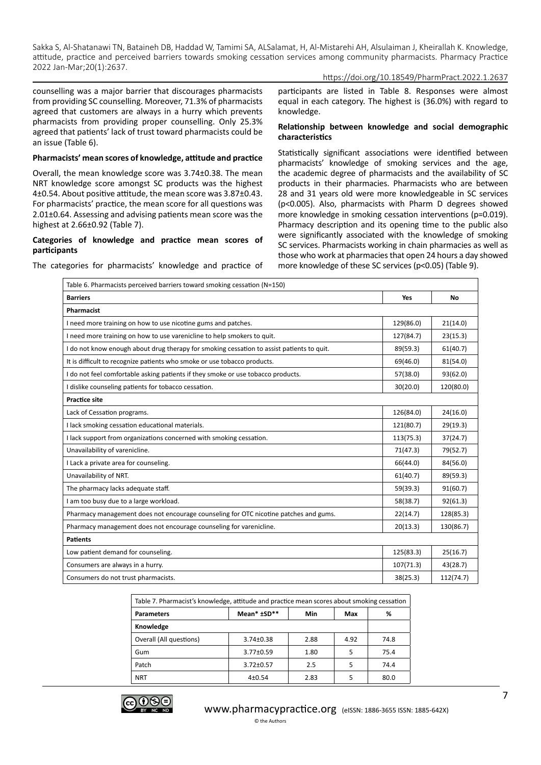counselling was a major barrier that discourages pharmacists from providing SC counselling. Moreover, 71.3% of pharmacists agreed that customers are always in a hurry which prevents pharmacists from providing proper counselling. Only 25.3% agreed that patients' lack of trust toward pharmacists could be an issue (Table 6).

**Pharmacists' mean scores of knowledge, attitude and practice**

Overall, the mean knowledge score was 3.74±0.38. The mean NRT knowledge score amongst SC products was the highest 4±0.54. About positive attitude, the mean score was 3.87±0.43. For pharmacists' practice, the mean score for all questions was 2.01±0.64. Assessing and advising patients mean score was the highest at 2.66±0.92 (Table 7).

**Categories of knowledge and practice mean scores of participants**

The categories for pharmacists' knowledge and practice of participants are listed in Table 8. Responses were almost equal in each category. The highest is (36.0%) with regard to knowledge.

**Relationship between knowledge and social demographic characteristics**

Statistically significant associations were identified between pharmacists' knowledge of smoking services and the age, the academic degree of pharmacists and the availability of SC products in their pharmacies. Pharmacists who are between 28 and 31 years old were more knowledgeable in SC services ($p<0.005$). Also, pharmacists with Pharm D degrees showed more knowledge in smoking cessation interventions ($p=0.019$). Pharmacy description and its opening time to the public also were significantly associated with the knowledge of smoking SC services. Pharmacists working in chain pharmacies as well as those who work at pharmacies that open 24 hours a day showed more knowledge of these SC services ($p<0.05$) (Table 9).

Table 6. Pharmacists perceived barriers toward smoking cessation (N=150)

| Barriers | Yes | No |
|---|---|---|
| **Pharmacist** | | |
| I need more training on how to use nicotine gums and patches. | 129(86.0) | 21(14.0) |
| I need more training on how to use varenicline to help smokers to quit. | 127(84.7) | 23(15.3) |
| I do not know enough about drug therapy for smoking cessation to assist patients to quit. | 89(59.3) | 61(40.7) |
| It is difficult to recognize patients who smoke or use tobacco products. | 69(46.0) | 81(54.0) |
| I do not feel comfortable asking patients if they smoke or use tobacco products. | 57(38.0) | 93(62.0) |
| I dislike counseling patients for tobacco cessation. | 30(20.0) | 120(80.0) |
| **Practice site** | | |
| Lack of Cessation programs. | 126(84.0) | 24(16.0) |
| I lack smoking cessation educational materials. | 121(80.7) | 29(19.3) |
| I lack support from organizations concerned with smoking cessation. | 113(75.3) | 37(24.7) |
| Unavailability of varenicline. | 71(47.3) | 79(52.7) |
| I Lack a private area for counseling. | 66(44.0) | 84(56.0) |
| Unavailability of NRT. | 61(40.7) | 89(59.3) |
| The pharmacy lacks adequate staff. | 59(39.3) | 91(60.7) |
| I am too busy due to a large workload. | 58(38.7) | 92(61.3) |
| Pharmacy management does not encourage counseling for OTC nicotine patches and gums. | 22(14.7) | 128(85.3) |
| Pharmacy management does not encourage counseling for varenicline. | 20(13.3) | 130(86.7) |
| **Patients** | | |
| Low patient demand for counseling. | 125(83.3) | 25(16.7) |
| Consumers are always in a hurry. | 107(71.3) | 43(28.7) |
| Consumers do not trust pharmacists. | 38(25.3) | 112(74.7) |

Table 7. Pharmacist's knowledge, attitude and practice mean scores about smoking cessation

| Parameters | Mean* ±SD** | Min | Max | % |
|---|---|---|---|---|
| **Knowledge** | | | | |
| Overall (All questions) | 3.74±0.38 | 2.88 | 4.92 | 74.8 |
| Gum | 3.77±0.59 | 1.80 | 5 | 75.4 |
| Patch | 3.72±0.57 | 2.5 | 5 | 74.4 |
| NRT | 4±0.54 | 2.83 | 5 | 80.0 |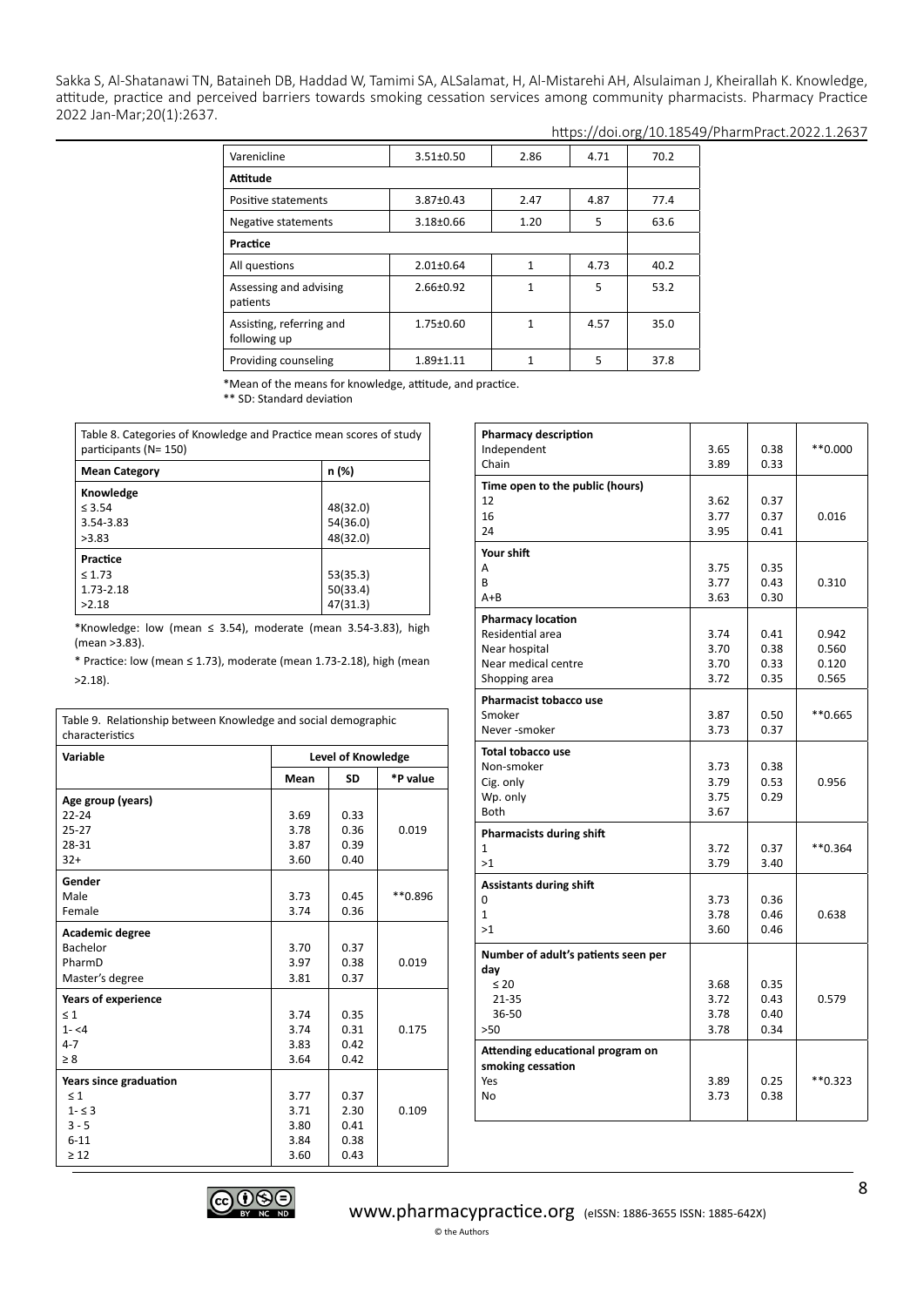| Varenicline | 3.51±0.50 | 2.86 | 4.71 | 70.2 |
|---|---|---|---|---|
| **Attitude** | | | | |
| Positive statements | 3.87±0.43 | 2.47 | 4.87 | 77.4 |
| Negative statements | 3.18±0.66 | 1.20 | 5 | 63.6 |
| **Practice** | | | | |
| All questions | 2.01±0.64 | 1 | 4.73 | 40.2 |
| Assessing and advising patients | 2.66±0.92 | 1 | 5 | 53.2 |
| Assisting, referring and following up | 1.75±0.60 | 1 | 4.57 | 35.0 |
| Providing counseling | 1.89±1.11 | 1 | 5 | 37.8 |

*Mean of the means for knowledge, attitude, and practice.
** SD: Standard deviation

Table 8. Categories of Knowledge and Practice mean scores of study participants (N= 150)

| Mean Category | n (%) |
|---|---|
| **Knowledge** | |
| ≤ 3.54 | 48(32.0) |
| 3.54-3.83 | 54(36.0) |
| >3.83 | 48(32.0) |
| **Practice** | |
| ≤ 1.73 | 53(35.3) |
| 1.73-2.18 | 50(33.4) |
| >2.18 | 47(31.3) |

*Knowledge: low (mean ≤ 3.54), moderate (mean 3.54-3.83), high (mean >3.83).

* Practice: low (mean ≤ 1.73), moderate (mean 1.73-2.18), high (mean >2.18).

Table 9. Relationship between Knowledge and social demographic characteristics

| Variable | Level of Knowledge | | |
|---|---|---|---|
| | Mean | SD | *P value |
| **Age group (years)** | | | |
| 22-24 | 3.69 | 0.33 | 0.019 |
| 25-27 | 3.78 | 0.36 | |
| 28-31 | 3.87 | 0.39 | |
| 32+ | 3.60 | 0.40 | |
| **Gender** | | | |
| Male | 3.73 | 0.45 | **0.896 |
| Female | 3.74 | 0.36 | |
| **Academic degree** | | | |
| Bachelor | 3.70 | 0.37 | 0.019 |
| PharmD | 3.97 | 0.38 | |
| Master's degree | 3.81 | 0.37 | |
| **Years of experience** | | | |
| ≤ 1 | 3.74 | 0.35 | 0.175 |
| 1- <4 | 3.74 | 0.31 | |
| 4-7 | 3.83 | 0.42 | |
| ≥ 8 | 3.64 | 0.42 | |
| **Years since graduation** | | | |
| ≤ 1 | 3.77 | 0.37 | 0.109 |
| 1- ≤ 3 | 3.71 | 2.30 | |
| 3 - 5 | 3.80 | 0.41 | |
| 6-11 | 3.84 | 0.38 | |
| ≥ 12 | 3.60 | 0.43 | |
| **Pharmacy description** | | | |
| Independent | 3.65 | 0.38 | **0.000 |
| Chain | 3.89 | 0.33 | |
| **Time open to the public (hours)** | | | |
| 12 | 3.62 | 0.37 | 0.016 |
| 16 | 3.77 | 0.37 | |
| 24 | 3.95 | 0.41 | |
| **Your shift** | | | |
| A | 3.75 | 0.35 | 0.310 |
| B | 3.77 | 0.43 | |
| A+B | 3.63 | 0.30 | |
| **Pharmacy location** | | | |
| Residential area | 3.74 | 0.41 | 0.942 |
| Near hospital | 3.70 | 0.38 | 0.560 |
| Near medical centre | 3.70 | 0.33 | 0.120 |
| Shopping area | 3.72 | 0.35 | 0.565 |
| **Pharmacist tobacco use** | | | |
| Smoker | 3.87 | 0.50 | **0.665 |
| Never -smoker | 3.73 | 0.37 | |
| **Total tobacco use** | | | |
| Non-smoker | 3.73 | 0.38 | 0.956 |
| Cig. only | 3.79 | 0.53 | |
| Wp. only | 3.75 | 0.29 | |
| Both | 3.67 | | |
| **Pharmacists during shift** | | | |
| 1 | 3.72 | 0.37 | **0.364 |
| >1 | 3.79 | 3.40 | |
| **Assistants during shift** | | | |
| 0 | 3.73 | 0.36 | 0.638 |
| 1 | 3.78 | 0.46 | |
| >1 | 3.60 | 0.46 | |
| **Number of adult's patients seen per day** | | | |
| ≤ 20 | 3.68 | 0.35 | 0.579 |
| 21-35 | 3.72 | 0.43 | |
| 36-50 | 3.78 | 0.40 | |
| >50 | 3.78 | 0.34 | |
| **Attending educational program on smoking cessation** | | | |
| Yes | 3.89 | 0.25 | **0.323 |
| No | 3.73 | 0.38 | |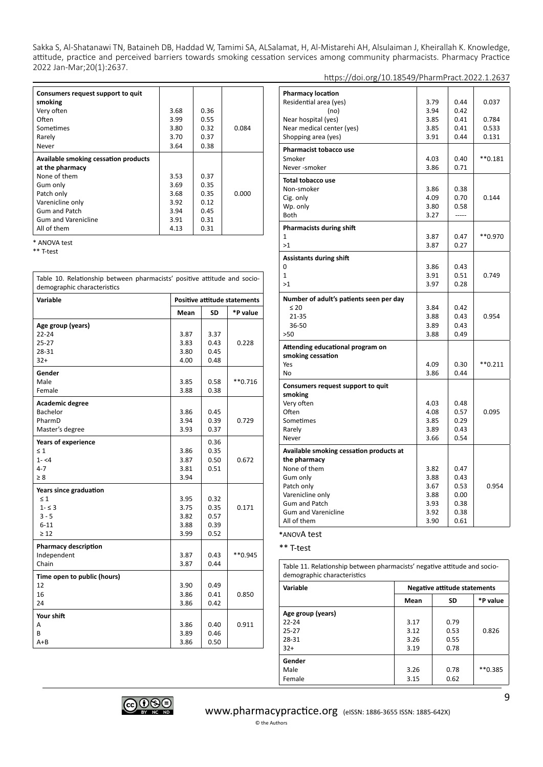| Consumers request support to quit smoking | | | |
|---|---|---|---|
| Very often | 3.68 | 0.36 | |
| Often | 3.99 | 0.55 | |
| Sometimes | 3.80 | 0.32 | 0.084 |
| Rarely | 3.70 | 0.37 | |
| Never | 3.64 | 0.38 | |
| **Available smoking cessation products at the pharmacy** | | | |
| None of them | 3.53 | 0.37 | |
| Gum only | 3.69 | 0.35 | |
| Patch only | 3.68 | 0.35 | 0.000 |
| Varenicline only | 3.92 | 0.12 | |
| Gum and Patch | 3.94 | 0.45 | |
| Gum and Varenicline | 3.91 | 0.31 | |
| All of them | 4.13 | 0.31 | |

\* ANOVA test

\*\* T-test

Table 10. Relationship between pharmacists' positive attitude and socio-demographic characteristics

| Variable | Positive attitude statements | | |
|---|---|---|---|
| | **Mean** | **SD** | ***P value** |
| **Age group (years)** | | | |
| 22-24 | 3.87 | 3.37 | |
| 25-27 | 3.83 | 0.43 | 0.228 |
| 28-31 | 3.80 | 0.45 | |
| 32+ | 4.00 | 0.48 | |
| **Gender** | | | |
| Male | 3.85 | 0.58 | **0.716 |
| Female | 3.88 | 0.38 | |
| **Academic degree** | | | |
| Bachelor | 3.86 | 0.45 | |
| PharmD | 3.94 | 0.39 | 0.729 |
| Master's degree | 3.93 | 0.37 | |
| **Years of experience** | | 0.36 | |
| ≤ 1 | 3.86 | 0.35 | |
| 1- <4 | 3.87 | 0.50 | 0.672 |
| 4-7 | 3.81 | 0.51 | |
| ≥ 8 | 3.94 | | |
| **Years since graduation** | | | |
| ≤ 1 | 3.95 | 0.32 | |
| 1- ≤ 3 | 3.75 | 0.35 | 0.171 |
| 3 - 5 | 3.82 | 0.57 | |
| 6-11 | 3.88 | 0.39 | |
| ≥ 12 | 3.99 | 0.52 | |
| **Pharmacy description** | | | |
| Independent | 3.87 | 0.43 | **0.945 |
| Chain | 3.87 | 0.44 | |
| **Time open to public (hours)** | | | |
| 12 | 3.90 | 0.49 | |
| 16 | 3.86 | 0.41 | 0.850 |
| 24 | 3.86 | 0.42 | |
| **Your shift** | | | |
| A | 3.86 | 0.40 | 0.911 |
| B | 3.89 | 0.46 | |
| A+B | 3.86 | 0.50 | |
| **Pharmacy location** | | | |
| Residential area (yes) | 3.79 | 0.44 | 0.037 |
| (no) | 3.94 | 0.42 | |
| Near hospital (yes) | 3.85 | 0.41 | 0.784 |
| Near medical center (yes) | 3.85 | 0.41 | 0.533 |
| Shopping area (yes) | 3.91 | 0.44 | 0.131 |
| **Pharmacist tobacco use** | | | |
| Smoker | 4.03 | 0.40 | **0.181 |
| Never -smoker | 3.86 | 0.71 | |
| **Total tobacco use** | | | |
| Non-smoker | 3.86 | 0.38 | |
| Cig. only | 4.09 | 0.70 | 0.144 |
| Wp. only | 3.80 | 0.58 | |
| Both | 3.27 | ----- | |
| **Pharmacists during shift** | | | |
| 1 | 3.87 | 0.47 | **0.970 |
| >1 | 3.87 | 0.27 | |
| **Assistants during shift** | | | |
| 0 | 3.86 | 0.43 | |
| 1 | 3.91 | 0.51 | 0.749 |
| >1 | 3.97 | 0.28 | |
| **Number of adult's patients seen per day** | | | |
| ≤ 20 | 3.84 | 0.42 | |
| 21-35 | 3.88 | 0.43 | 0.954 |
| 36-50 | 3.89 | 0.43 | |
| >50 | 3.88 | 0.49 | |
| **Attending educational program on smoking cessation** | | | |
| Yes | 4.09 | 0.30 | **0.211 |
| No | 3.86 | 0.44 | |
| **Consumers request support to quit smoking** | | | |
| Very often | 4.03 | 0.48 | |
| Often | 4.08 | 0.57 | 0.095 |
| Sometimes | 3.85 | 0.29 | |
| Rarely | 3.89 | 0.43 | |
| Never | 3.66 | 0.54 | |
| **Available smoking cessation products at the pharmacy** | | | |
| None of them | 3.82 | 0.47 | |
| Gum only | 3.88 | 0.43 | |
| Patch only | 3.67 | 0.53 | 0.954 |
| Varenicline only | 3.88 | 0.00 | |
| Gum and Patch | 3.93 | 0.38 | |
| Gum and Varenicline | 3.92 | 0.38 | |
| All of them | 3.90 | 0.61 | |

\*ANOVA test

\*\* T-test

Table 11. Relationship between pharmacists' negative attitude and socio-demographic characteristics

| Variable | Negative attitude statements | | |
|---|---|---|---|
| | **Mean** | **SD** | ***P value** |
| **Age group (years)** | | | |
| 22-24 | 3.17 | 0.79 | |
| 25-27 | 3.12 | 0.53 | 0.826 |
| 28-31 | 3.26 | 0.55 | |
| 32+ | 3.19 | 0.78 | |
| **Gender** | | | |
| Male | 3.26 | 0.78 | **0.385 |
| Female | 3.15 | 0.62 | |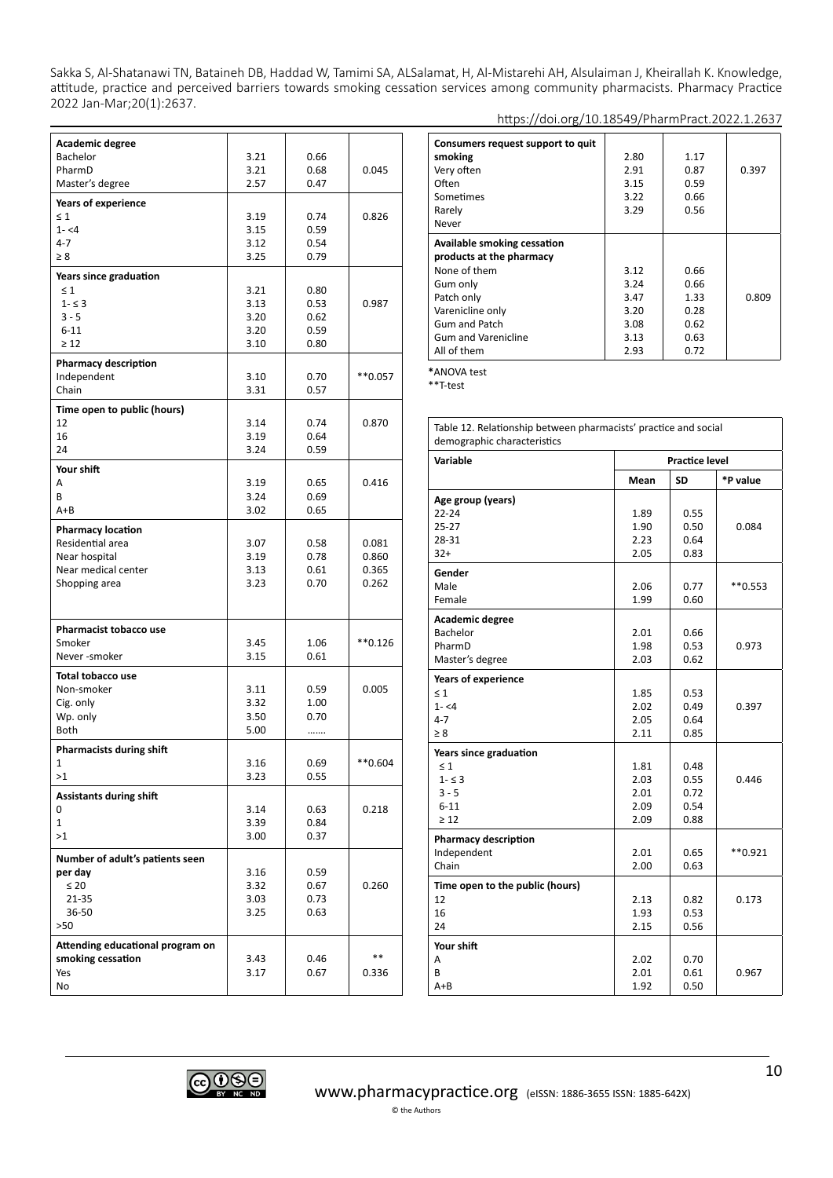| Academic degree | | | |
|---|---|---|---|
| Bachelor | 3.21 | 0.66 | |
| PharmD | 3.21 | 0.68 | 0.045 |
| Master's degree | 2.57 | 0.47 | |
| **Years of experience** | | | |
| ≤ 1 | 3.19 | 0.74 | 0.826 |
| 1- <4 | 3.15 | 0.59 | |
| 4-7 | 3.12 | 0.54 | |
| ≥ 8 | 3.25 | 0.79 | |
| **Years since graduation** | | | |
| ≤ 1 | 3.21 | 0.80 | |
| 1- ≤ 3 | 3.13 | 0.53 | 0.987 |
| 3 - 5 | 3.20 | 0.62 | |
| 6-11 | 3.20 | 0.59 | |
| ≥ 12 | 3.10 | 0.80 | |
| **Pharmacy description** | | | |
| Independent | 3.10 | 0.70 | **0.057 |
| Chain | 3.31 | 0.57 | |
| **Time open to public (hours)** | | | |
| 12 | 3.14 | 0.74 | 0.870 |
| 16 | 3.19 | 0.64 | |
| 24 | 3.24 | 0.59 | |
| **Your shift** | | | |
| A | 3.19 | 0.65 | 0.416 |
| B | 3.24 | 0.69 | |
| A+B | 3.02 | 0.65 | |
| **Pharmacy location** | | | |
| Residential area | 3.07 | 0.58 | 0.081 |
| Near hospital | 3.19 | 0.78 | 0.860 |
| Near medical center | 3.13 | 0.61 | 0.365 |
| Shopping area | 3.23 | 0.70 | 0.262 |
| **Pharmacist tobacco use** | | | |
| Smoker | 3.45 | 1.06 | **0.126 |
| Never -smoker | 3.15 | 0.61 | |
| **Total tobacco use** | | | |
| Non-smoker | 3.11 | 0.59 | 0.005 |
| Cig. only | 3.32 | 1.00 | |
| Wp. only | 3.50 | 0.70 | |
| Both | 5.00 | ……. | |
| **Pharmacists during shift** | | | |
| 1 | 3.16 | 0.69 | **0.604 |
| >1 | 3.23 | 0.55 | |
| **Assistants during shift** | | | |
| 0 | 3.14 | 0.63 | 0.218 |
| 1 | 3.39 | 0.84 | |
| >1 | 3.00 | 0.37 | |
| **Number of adult's patients seen per day** | | | |
| ≤ 20 | 3.16 | 0.59 | |
| 21-35 | 3.32 | 0.67 | 0.260 |
| 36-50 | 3.03 | 0.73 | |
| >50 | 3.25 | 0.63 | |
| **Attending educational program on smoking cessation** | | | |
| Yes | 3.43 | 0.46 | ** 0.336 |
| No | 3.17 | 0.67 | |
| **Consumers request support to quit smoking** | | | |
| Very often | 2.80 | 1.17 | |
| Often | 2.91 | 0.87 | 0.397 |
| Sometimes | 3.15 | 0.59 | |
| Rarely | 3.22 | 0.66 | |
| Never | 3.29 | 0.56 | |
| **Available smoking cessation products at the pharmacy** | | | |
| None of them | 3.12 | 0.66 | |
| Gum only | 3.24 | 0.66 | |
| Patch only | 3.47 | 1.33 | 0.809 |
| Varenicline only | 3.20 | 0.28 | |
| Gum and Patch | 3.08 | 0.62 | |
| Gum and Varenicline | 3.13 | 0.63 | |
| All of them | 2.93 | 0.72 | |

*ANOVA test
**T-test

Table 12. Relationship between pharmacists' practice and social demographic characteristics

| Variable | Practice level | | |
|---|---|---|---|
| | **Mean** | **SD** | ***P value** |
| **Age group (years)** | | | |
| 22-24 | 1.89 | 0.55 | |
| 25-27 | 1.90 | 0.50 | 0.084 |
| 28-31 | 2.23 | 0.64 | |
| 32+ | 2.05 | 0.83 | |
| **Gender** | | | |
| Male | 2.06 | 0.77 | **0.553 |
| Female | 1.99 | 0.60 | |
| **Academic degree** | | | |
| Bachelor | 2.01 | 0.66 | |
| PharmD | 1.98 | 0.53 | 0.973 |
| Master's degree | 2.03 | 0.62 | |
| **Years of experience** | | | |
| ≤ 1 | 1.85 | 0.53 | |
| 1- <4 | 2.02 | 0.49 | 0.397 |
| 4-7 | 2.05 | 0.64 | |
| ≥ 8 | 2.11 | 0.85 | |
| **Years since graduation** | | | |
| ≤ 1 | 1.81 | 0.48 | |
| 1- ≤ 3 | 2.03 | 0.55 | 0.446 |
| 3 - 5 | 2.01 | 0.72 | |
| 6-11 | 2.09 | 0.54 | |
| ≥ 12 | 2.09 | 0.88 | |
| **Pharmacy description** | | | |
| Independent | 2.01 | 0.65 | **0.921 |
| Chain | 2.00 | 0.63 | |
| **Time open to the public (hours)** | | | |
| 12 | 2.13 | 0.82 | 0.173 |
| 16 | 1.93 | 0.53 | |
| 24 | 2.15 | 0.56 | |
| **Your shift** | | | |
| A | 2.02 | 0.70 | |
| B | 2.01 | 0.61 | 0.967 |
| A+B | 1.92 | 0.50 | |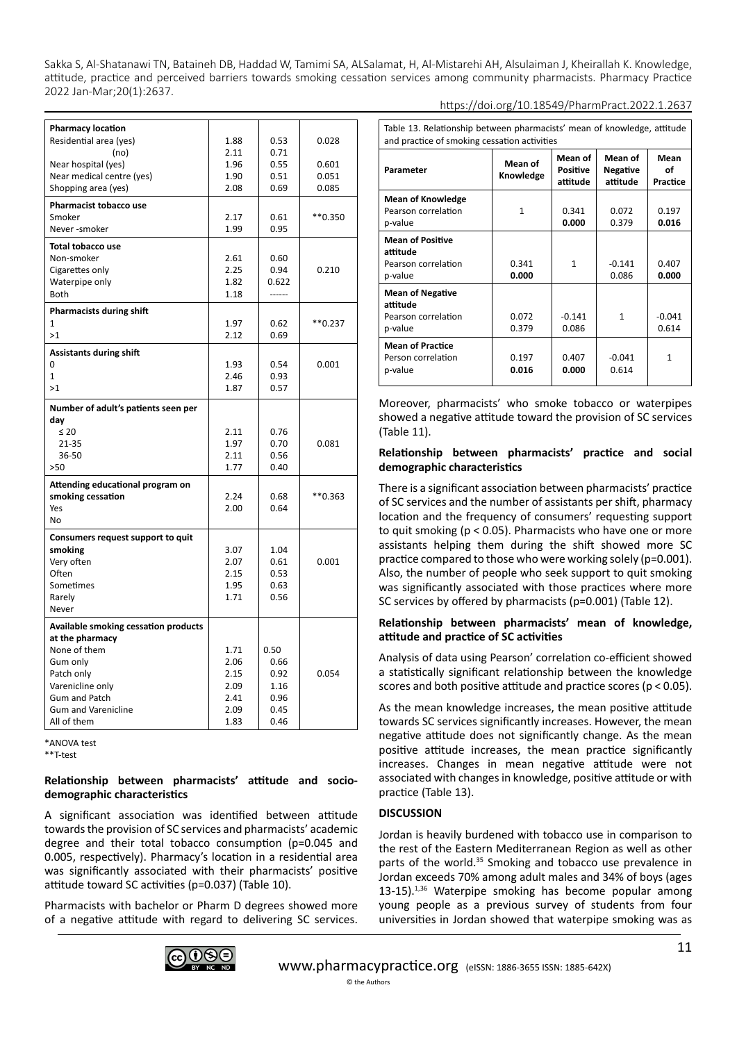| | | | |
|---|---|---|---|
| **Pharmacy location** | | | |
| Residential area (yes) | 1.88 | 0.53 | 0.028 |
| (no) | 2.11 | 0.71 | |
| Near hospital (yes) | 1.96 | 0.55 | 0.601 |
| Near medical centre (yes) | 1.90 | 0.51 | 0.051 |
| Shopping area (yes) | 2.08 | 0.69 | 0.085 |
| **Pharmacist tobacco use** | | | |
| Smoker | 2.17 | 0.61 | **0.350 |
| Never -smoker | 1.99 | 0.95 | |
| **Total tobacco use** | | | |
| Non-smoker | 2.61 | 0.60 | |
| Cigarettes only | 2.25 | 0.94 | 0.210 |
| Waterpipe only | 1.82 | 0.622 | |
| Both | 1.18 | ------ | |
| **Pharmacists during shift** | | | |
| 1 | 1.97 | 0.62 | **0.237 |
| >1 | 2.12 | 0.69 | |
| **Assistants during shift** | | | |
| 0 | 1.93 | 0.54 | 0.001 |
| 1 | 2.46 | 0.93 | |
| >1 | 1.87 | 0.57 | |
| **Number of adult's patients seen per day** | | | |
| ≤ 20 | 2.11 | 0.76 | |
| 21-35 | 1.97 | 0.70 | 0.081 |
| 36-50 | 2.11 | 0.56 | |
| >50 | 1.77 | 0.40 | |
| **Attending educational program on smoking cessation** | | | |
| Yes | 2.24 | 0.68 | **0.363 |
| No | 2.00 | 0.64 | |
| **Consumers request support to quit smoking** | | | |
| Very often | 3.07 | 1.04 | |
| Often | 2.07 | 0.61 | 0.001 |
| Sometimes | 2.15 | 0.53 | |
| Rarely | 1.95 | 0.63 | |
| Never | 1.71 | 0.56 | |
| **Available smoking cessation products at the pharmacy** | | | |
| None of them | 1.71 | 0.50 | |
| Gum only | 2.06 | 0.66 | |
| Patch only | 2.15 | 0.92 | 0.054 |
| Varenicline only | 2.09 | 1.16 | |
| Gum and Patch | 2.41 | 0.96 | |
| Gum and Varenicline | 2.09 | 0.45 | |
| All of them | 1.83 | 0.46 | |

*ANOVA test
**T-test

### Relationship between pharmacists' attitude and socio-demographic characteristics

A significant association was identified between attitude towards the provision of SC services and pharmacists' academic degree and their total tobacco consumption (p=0.045 and 0.005, respectively). Pharmacy's location in a residential area was significantly associated with their pharmacists' positive attitude toward SC activities (p=0.037) (Table 10).

Pharmacists with bachelor or Pharm D degrees showed more of a negative attitude with regard to delivering SC services. Moreover, pharmacists' who smoke tobacco or waterpipes showed a negative attitude toward the provision of SC services (Table 11).

### Relationship between pharmacists' practice and social demographic characteristics

There is a significant association between pharmacists' practice of SC services and the number of assistants per shift, pharmacy location and the frequency of consumers' requesting support to quit smoking ($p < 0.05$). Pharmacists who have one or more assistants helping them during the shift showed more SC practice compared to those who were working solely (p=0.001). Also, the number of people who seek support to quit smoking was significantly associated with those practices where more SC services by offered by pharmacists (p=0.001) (Table 12).

Table 13. Relationship between pharmacists' mean of knowledge, attitude and practice of smoking cessation activities

| Parameter | Mean of Knowledge | Mean of Positive attitude | Mean of Negative attitude | Mean of Practice |
|---|---|---|---|---|
| **Mean of Knowledge** | | | | |
| Pearson correlation | 1 | 0.341 | 0.072 | 0.197 |
| p-value | | **0.000** | 0.379 | **0.016** |
| **Mean of Positive attitude** | | | | |
| Pearson correlation | 0.341 | 1 | -0.141 | 0.407 |
| p-value | **0.000** | | 0.086 | **0.000** |
| **Mean of Negative attitude** | | | | |
| Pearson correlation | 0.072 | -0.141 | 1 | -0.041 |
| p-value | 0.379 | 0.086 | | 0.614 |
| **Mean of Practice** | | | | |
| Person correlation | 0.197 | 0.407 | -0.041 | 1 |
| p-value | **0.016** | **0.000** | 0.614 | |

### Relationship between pharmacists' mean of knowledge, attitude and practice of SC activities

Analysis of data using Pearson' correlation co-efficient showed a statistically significant relationship between the knowledge scores and both positive attitude and practice scores ($p < 0.05$).

As the mean knowledge increases, the mean positive attitude towards SC services significantly increases. However, the mean negative attitude does not significantly change. As the mean positive attitude increases, the mean practice significantly increases. Changes in mean negative attitude were not associated with changes in knowledge, positive attitude or with practice (Table 13).

## DISCUSSION

Jordan is heavily burdened with tobacco use in comparison to the rest of the Eastern Mediterranean Region as well as other parts of the world.[35] Smoking and tobacco use prevalence in Jordan exceeds 70% among adult males and 34% of boys (ages 13-15).[1,36] Waterpipe smoking has become popular among young people as a previous survey of students from four universities in Jordan showed that waterpipe smoking was as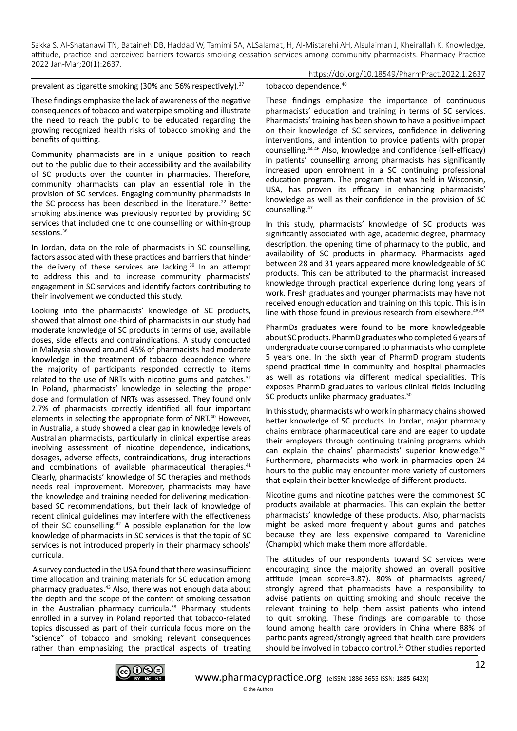prevalent as cigarette smoking (30% and 56% respectively).[37]

These findings emphasize the lack of awareness of the negative consequences of tobacco and waterpipe smoking and illustrate the need to reach the public to be educated regarding the growing recognized health risks of tobacco smoking and the benefits of quitting.

Community pharmacists are in a unique position to reach out to the public due to their accessibility and the availability of SC products over the counter in pharmacies. Therefore, community pharmacists can play an essential role in the provision of SC services. Engaging community pharmacists in the SC process has been described in the literature.[22] Better smoking abstinence was previously reported by providing SC services that included one to one counselling or within-group sessions.[38]

In Jordan, data on the role of pharmacists in SC counselling, factors associated with these practices and barriers that hinder the delivery of these services are lacking.[39] In an attempt to address this and to increase community pharmacists' engagement in SC services and identify factors contributing to their involvement we conducted this study.

Looking into the pharmacists' knowledge of SC products, showed that almost one-third of pharmacists in our study had moderate knowledge of SC products in terms of use, available doses, side effects and contraindications. A study conducted in Malaysia showed around 45% of pharmacists had moderate knowledge in the treatment of tobacco dependence where the majority of participants responded correctly to items related to the use of NRTs with nicotine gums and patches.[32] In Poland, pharmacists' knowledge in selecting the proper dose and formulation of NRTs was assessed. They found only 2.7% of pharmacists correctly identified all four important elements in selecting the appropriate form of NRT.[40] However, in Australia, a study showed a clear gap in knowledge levels of Australian pharmacists, particularly in clinical expertise areas involving assessment of nicotine dependence, indications, dosages, adverse effects, contraindications, drug interactions and combinations of available pharmaceutical therapies.[41] Clearly, pharmacists' knowledge of SC therapies and methods needs real improvement. Moreover, pharmacists may have the knowledge and training needed for delivering medication-based SC recommendations, but their lack of knowledge of recent clinical guidelines may interfere with the effectiveness of their SC counselling.[42] A possible explanation for the low knowledge of pharmacists in SC services is that the topic of SC services is not introduced properly in their pharmacy schools' curricula.

A survey conducted in the USA found that there was insufficient time allocation and training materials for SC education among pharmacy graduates.[43] Also, there was not enough data about the depth and the scope of the content of smoking cessation in the Australian pharmacy curricula.[38] Pharmacy students enrolled in a survey in Poland reported that tobacco-related topics discussed as part of their curricula focus more on the "science" of tobacco and smoking relevant consequences rather than emphasizing the practical aspects of treating tobacco dependence.[40]

These findings emphasize the importance of continuous pharmacists' education and training in terms of SC services. Pharmacists' training has been shown to have a positive impact on their knowledge of SC services, confidence in delivering interventions, and intention to provide patients with proper counselling.[44-46] Also, knowledge and confidence (self-efficacy) in patients' counselling among pharmacists has significantly increased upon enrolment in a SC continuing professional education program. The program that was held in Wisconsin, USA, has proven its efficacy in enhancing pharmacists' knowledge as well as their confidence in the provision of SC counselling.[47]

In this study, pharmacists' knowledge of SC products was significantly associated with age, academic degree, pharmacy description, the opening time of pharmacy to the public, and availability of SC products in pharmacy. Pharmacists aged between 28 and 31 years appeared more knowledgeable of SC products. This can be attributed to the pharmacist increased knowledge through practical experience during long years of work. Fresh graduates and younger pharmacists may have not received enough education and training on this topic. This is in line with those found in previous research from elsewhere.[48,49]

PharmDs graduates were found to be more knowledgeable about SC products. PharmD graduates who completed 6 years of undergraduate course compared to pharmacists who complete 5 years one. In the sixth year of PharmD program students spend practical time in community and hospital pharmacies as well as rotations via different medical specialities. This exposes PharmD graduates to various clinical fields including SC products unlike pharmacy graduates.[50]

In this study, pharmacists who work in pharmacy chains showed better knowledge of SC products. In Jordan, major pharmacy chains embrace pharmaceutical care and are eager to update their employers through continuing training programs which can explain the chains' pharmacists' superior knowledge.[50] Furthermore, pharmacists who work in pharmacies open 24 hours to the public may encounter more variety of customers that explain their better knowledge of different products.

Nicotine gums and nicotine patches were the commonest SC products available at pharmacies. This can explain the better pharmacists' knowledge of these products. Also, pharmacists might be asked more frequently about gums and patches because they are less expensive compared to Varenicline (Champix) which make them more affordable.

The attitudes of our respondents toward SC services were encouraging since the majority showed an overall positive attitude (mean score=3.87). 80% of pharmacists agreed/strongly agreed that pharmacists have a responsibility to advise patients on quitting smoking and should receive the relevant training to help them assist patients who intend to quit smoking. These findings are comparable to those found among health care providers in China where 88% of participants agreed/strongly agreed that health care providers should be involved in tobacco control.[51] Other studies reported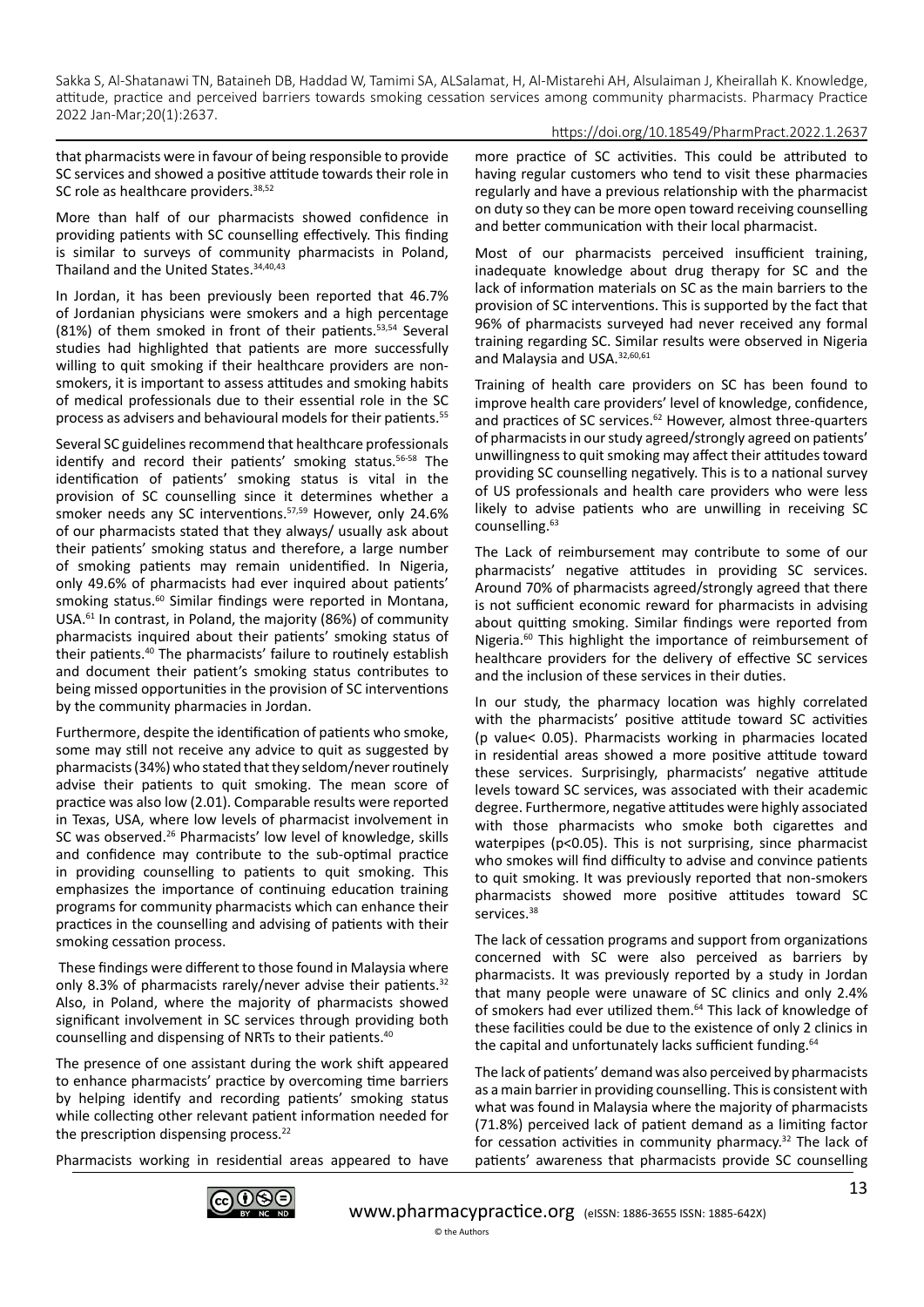that pharmacists were in favour of being responsible to provide SC services and showed a positive attitude towards their role in SC role as healthcare providers.[38,52]

More than half of our pharmacists showed confidence in providing patients with SC counselling effectively. This finding is similar to surveys of community pharmacists in Poland, Thailand and the United States.[34,40,43]

In Jordan, it has been previously been reported that 46.7% of Jordanian physicians were smokers and a high percentage (81%) of them smoked in front of their patients.[53,54] Several studies had highlighted that patients are more successfully willing to quit smoking if their healthcare providers are non-smokers, it is important to assess attitudes and smoking habits of medical professionals due to their essential role in the SC process as advisers and behavioural models for their patients.[55]

Several SC guidelines recommend that healthcare professionals identify and record their patients' smoking status.[56-58] The identification of patients' smoking status is vital in the provision of SC counselling since it determines whether a smoker needs any SC interventions.[57,59] However, only 24.6% of our pharmacists stated that they always/ usually ask about their patients' smoking status and therefore, a large number of smoking patients may remain unidentified. In Nigeria, only 49.6% of pharmacists had ever inquired about patients' smoking status.[60] Similar findings were reported in Montana, USA.[61] In contrast, in Poland, the majority (86%) of community pharmacists inquired about their patients' smoking status of their patients.[40] The pharmacists' failure to routinely establish and document their patient's smoking status contributes to being missed opportunities in the provision of SC interventions by the community pharmacies in Jordan.

Furthermore, despite the identification of patients who smoke, some may still not receive any advice to quit as suggested by pharmacists (34%) who stated that they seldom/never routinely advise their patients to quit smoking. The mean score of practice was also low (2.01). Comparable results were reported in Texas, USA, where low levels of pharmacist involvement in SC was observed.[26] Pharmacists' low level of knowledge, skills and confidence may contribute to the sub-optimal practice in providing counselling to patients to quit smoking. This emphasizes the importance of continuing education training programs for community pharmacists which can enhance their practices in the counselling and advising of patients with their smoking cessation process.

These findings were different to those found in Malaysia where only 8.3% of pharmacists rarely/never advise their patients.[32] Also, in Poland, where the majority of pharmacists showed significant involvement in SC services through providing both counselling and dispensing of NRTs to their patients.[40]

The presence of one assistant during the work shift appeared to enhance pharmacists' practice by overcoming time barriers by helping identify and recording patients' smoking status while collecting other relevant patient information needed for the prescription dispensing process.[22]

Pharmacists working in residential areas appeared to have more practice of SC activities. This could be attributed to having regular customers who tend to visit these pharmacies regularly and have a previous relationship with the pharmacist on duty so they can be more open toward receiving counselling and better communication with their local pharmacist.

Most of our pharmacists perceived insufficient training, inadequate knowledge about drug therapy for SC and the lack of information materials on SC as the main barriers to the provision of SC interventions. This is supported by the fact that 96% of pharmacists surveyed had never received any formal training regarding SC. Similar results were observed in Nigeria and Malaysia and USA.[32,60,61]

Training of health care providers on SC has been found to improve health care providers' level of knowledge, confidence, and practices of SC services.[62] However, almost three-quarters of pharmacists in our study agreed/strongly agreed on patients' unwillingness to quit smoking may affect their attitudes toward providing SC counselling negatively. This is to a national survey of US professionals and health care providers who were less likely to advise patients who are unwilling in receiving SC counselling.[63]

The Lack of reimbursement may contribute to some of our pharmacists' negative attitudes in providing SC services. Around 70% of pharmacists agreed/strongly agreed that there is not sufficient economic reward for pharmacists in advising about quitting smoking. Similar findings were reported from Nigeria.[60] This highlight the importance of reimbursement of healthcare providers for the delivery of effective SC services and the inclusion of these services in their duties.

In our study, the pharmacy location was highly correlated with the pharmacists' positive attitude toward SC activities (p value< 0.05). Pharmacists working in pharmacies located in residential areas showed a more positive attitude toward these services. Surprisingly, pharmacists' negative attitude levels toward SC services, was associated with their academic degree. Furthermore, negative attitudes were highly associated with those pharmacists who smoke both cigarettes and waterpipes ($p<0.05$). This is not surprising, since pharmacist who smokes will find difficulty to advise and convince patients to quit smoking. It was previously reported that non-smokers pharmacists showed more positive attitudes toward SC services.[38]

The lack of cessation programs and support from organizations concerned with SC were also perceived as barriers by pharmacists. It was previously reported by a study in Jordan that many people were unaware of SC clinics and only 2.4% of smokers had ever utilized them.[64] This lack of knowledge of these facilities could be due to the existence of only 2 clinics in the capital and unfortunately lacks sufficient funding.[64]

The lack of patients' demand was also perceived by pharmacists as a main barrier in providing counselling. This is consistent with what was found in Malaysia where the majority of pharmacists (71.8%) perceived lack of patient demand as a limiting factor for cessation activities in community pharmacy.[32] The lack of patients' awareness that pharmacists provide SC counselling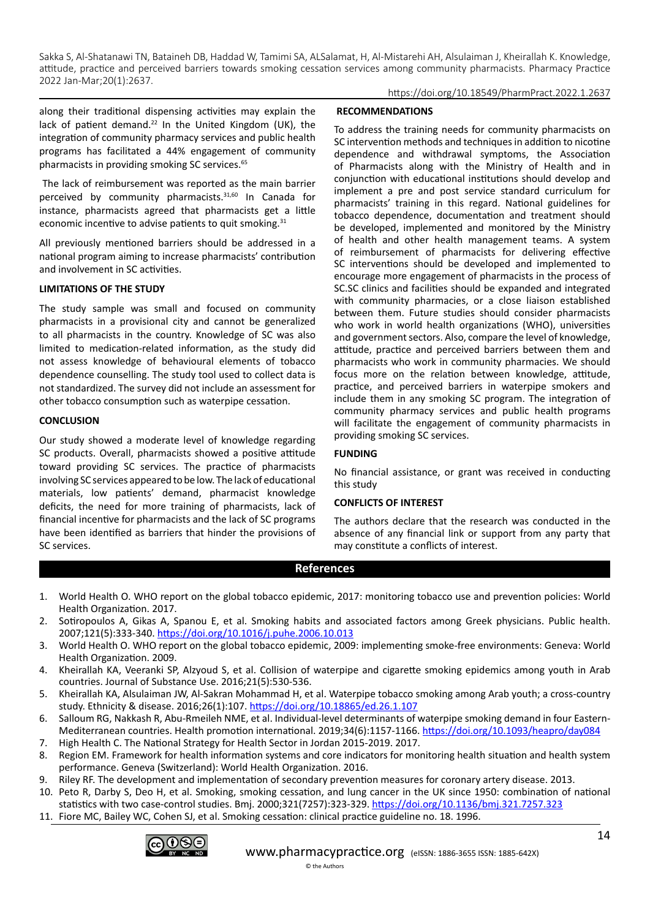along their traditional dispensing activities may explain the lack of patient demand.[22] In the United Kingdom (UK), the integration of community pharmacy services and public health programs has facilitated a 44% engagement of community pharmacists in providing smoking SC services.[65]

The lack of reimbursement was reported as the main barrier perceived by community pharmacists.[31,60] In Canada for instance, pharmacists agreed that pharmacists get a little economic incentive to advise patients to quit smoking.[31]

All previously mentioned barriers should be addressed in a national program aiming to increase pharmacists' contribution and involvement in SC activities.

## LIMITATIONS OF THE STUDY

The study sample was small and focused on community pharmacists in a provisional city and cannot be generalized to all pharmacists in the country. Knowledge of SC was also limited to medication-related information, as the study did not assess knowledge of behavioural elements of tobacco dependence counselling. The study tool used to collect data is not standardized. The survey did not include an assessment for other tobacco consumption such as waterpipe cessation.

## CONCLUSION

Our study showed a moderate level of knowledge regarding SC products. Overall, pharmacists showed a positive attitude toward providing SC services. The practice of pharmacists involving SC services appeared to be low. The lack of educational materials, low patients' demand, pharmacist knowledge deficits, the need for more training of pharmacists, lack of financial incentive for pharmacists and the lack of SC programs have been identified as barriers that hinder the provisions of SC services.

## RECOMMENDATIONS

To address the training needs for community pharmacists on SC intervention methods and techniques in addition to nicotine dependence and withdrawal symptoms, the Association of Pharmacists along with the Ministry of Health and in conjunction with educational institutions should develop and implement a pre and post service standard curriculum for pharmacists' training in this regard. National guidelines for tobacco dependence, documentation and treatment should be developed, implemented and monitored by the Ministry of health and other health management teams. A system of reimbursement of pharmacists for delivering effective SC interventions should be developed and implemented to encourage more engagement of pharmacists in the process of SC.SC clinics and facilities should be expanded and integrated with community pharmacies, or a close liaison established between them. Future studies should consider pharmacists who work in world health organizations (WHO), universities and government sectors. Also, compare the level of knowledge, attitude, practice and perceived barriers between them and pharmacists who work in community pharmacies. We should focus more on the relation between knowledge, attitude, practice, and perceived barriers in waterpipe smokers and include them in any smoking SC program. The integration of community pharmacy services and public health programs will facilitate the engagement of community pharmacists in providing smoking SC services.

## FUNDING

No financial assistance, or grant was received in conducting this study

## CONFLICTS OF INTEREST

The authors declare that the research was conducted in the absence of any financial link or support from any party that may constitute a conflicts of interest.

## References

1. World Health O. WHO report on the global tobacco epidemic, 2017: monitoring tobacco use and prevention policies: World Health Organization. 2017.
2. Sotiropoulos A, Gikas A, Spanou E, et al. Smoking habits and associated factors among Greek physicians. Public health. 2007;121(5):333-340. https://doi.org/10.1016/j.puhe.2006.10.013
3. World Health O. WHO report on the global tobacco epidemic, 2009: implementing smoke-free environments: Geneva: World Health Organization. 2009.
4. Kheirallah KA, Veeranki SP, Alzyoud S, et al. Collision of waterpipe and cigarette smoking epidemics among youth in Arab countries. Journal of Substance Use. 2016;21(5):530-536.
5. Kheirallah KA, Alsulaiman JW, Al-Sakran Mohammad H, et al. Waterpipe tobacco smoking among Arab youth; a cross-country study. Ethnicity & disease. 2016;26(1):107. https://doi.org/10.18865/ed.26.1.107
6. Salloum RG, Nakkash R, Abu-Rmeileh NME, et al. Individual-level determinants of waterpipe smoking demand in four Eastern-Mediterranean countries. Health promotion international. 2019;34(6):1157-1166. https://doi.org/10.1093/heapro/day084
7. High Health C. The National Strategy for Health Sector in Jordan 2015-2019. 2017.
8. Region EM. Framework for health information systems and core indicators for monitoring health situation and health system performance. Geneva (Switzerland): World Health Organization. 2016.
9. Riley RF. The development and implementation of secondary prevention measures for coronary artery disease. 2013.
10. Peto R, Darby S, Deo H, et al. Smoking, smoking cessation, and lung cancer in the UK since 1950: combination of national statistics with two case-control studies. Bmj. 2000;321(7257):323-329. https://doi.org/10.1136/bmj.321.7257.323
11. Fiore MC, Bailey WC, Cohen SJ, et al. Smoking cessation: clinical practice guideline no. 18. 1996.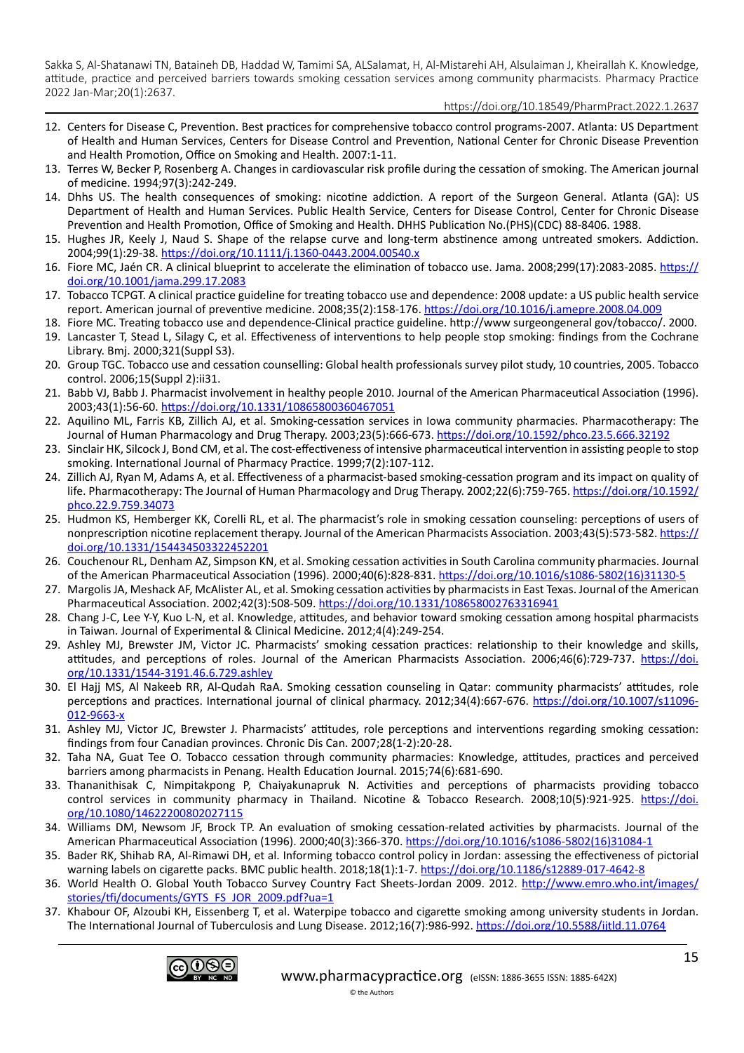12. Centers for Disease C, Prevention. Best practices for comprehensive tobacco control programs-2007. Atlanta: US Department of Health and Human Services, Centers for Disease Control and Prevention, National Center for Chronic Disease Prevention and Health Promotion, Office on Smoking and Health. 2007:1-11.
13. Terres W, Becker P, Rosenberg A. Changes in cardiovascular risk profile during the cessation of smoking. The American journal of medicine. 1994;97(3):242-249.
14. Dhhs US. The health consequences of smoking: nicotine addiction. A report of the Surgeon General. Atlanta (GA): US Department of Health and Human Services. Public Health Service, Centers for Disease Control, Center for Chronic Disease Prevention and Health Promotion, Office of Smoking and Health. DHHS Publication No.(PHS)(CDC) 88-8406. 1988.
15. Hughes JR, Keely J, Naud S. Shape of the relapse curve and long-term abstinence among untreated smokers. Addiction. 2004;99(1):29-38. https://doi.org/10.1111/j.1360-0443.2004.00540.x
16. Fiore MC, Jaén CR. A clinical blueprint to accelerate the elimination of tobacco use. Jama. 2008;299(17):2083-2085. https://doi.org/10.1001/jama.299.17.2083
17. Tobacco TCPGT. A clinical practice guideline for treating tobacco use and dependence: 2008 update: a US public health service report. American journal of preventive medicine. 2008;35(2):158-176. https://doi.org/10.1016/j.amepre.2008.04.009
18. Fiore MC. Treating tobacco use and dependence-Clinical practice guideline. http://www surgeongeneral gov/tobacco/. 2000.
19. Lancaster T, Stead L, Silagy C, et al. Effectiveness of interventions to help people stop smoking: findings from the Cochrane Library. Bmj. 2000;321(Suppl S3).
20. Group TGC. Tobacco use and cessation counselling: Global health professionals survey pilot study, 10 countries, 2005. Tobacco control. 2006;15(Suppl 2):ii31.
21. Babb VJ, Babb J. Pharmacist involvement in healthy people 2010. Journal of the American Pharmaceutical Association (1996). 2003;43(1):56-60. https://doi.org/10.1331/10865800360467051
22. Aquilino ML, Farris KB, Zillich AJ, et al. Smoking-cessation services in Iowa community pharmacies. Pharmacotherapy: The Journal of Human Pharmacology and Drug Therapy. 2003;23(5):666-673. https://doi.org/10.1592/phco.23.5.666.32192
23. Sinclair HK, Silcock J, Bond CM, et al. The cost-effectiveness of intensive pharmaceutical intervention in assisting people to stop smoking. International Journal of Pharmacy Practice. 1999;7(2):107-112.
24. Zillich AJ, Ryan M, Adams A, et al. Effectiveness of a pharmacist-based smoking-cessation program and its impact on quality of life. Pharmacotherapy: The Journal of Human Pharmacology and Drug Therapy. 2002;22(6):759-765. https://doi.org/10.1592/phco.22.9.759.34073
25. Hudmon KS, Hemberger KK, Corelli RL, et al. The pharmacist's role in smoking cessation counseling: perceptions of users of nonprescription nicotine replacement therapy. Journal of the American Pharmacists Association. 2003;43(5):573-582. https://doi.org/10.1331/154434503322452201
26. Couchenour RL, Denham AZ, Simpson KN, et al. Smoking cessation activities in South Carolina community pharmacies. Journal of the American Pharmaceutical Association (1996). 2000;40(6):828-831. https://doi.org/10.1016/s1086-5802(16)31130-5
27. Margolis JA, Meshack AF, McAlister AL, et al. Smoking cessation activities by pharmacists in East Texas. Journal of the American Pharmaceutical Association. 2002;42(3):508-509. https://doi.org/10.1331/108658002763316941
28. Chang J-C, Lee Y-Y, Kuo L-N, et al. Knowledge, attitudes, and behavior toward smoking cessation among hospital pharmacists in Taiwan. Journal of Experimental & Clinical Medicine. 2012;4(4):249-254.
29. Ashley MJ, Brewster JM, Victor JC. Pharmacists' smoking cessation practices: relationship to their knowledge and skills, attitudes, and perceptions of roles. Journal of the American Pharmacists Association. 2006;46(6):729-737. https://doi.org/10.1331/1544-3191.46.6.729.ashley
30. El Hajj MS, Al Nakeeb RR, Al-Qudah RaA. Smoking cessation counseling in Qatar: community pharmacists' attitudes, role perceptions and practices. International journal of clinical pharmacy. 2012;34(4):667-676. https://doi.org/10.1007/s11096-012-9663-x
31. Ashley MJ, Victor JC, Brewster J. Pharmacists' attitudes, role perceptions and interventions regarding smoking cessation: findings from four Canadian provinces. Chronic Dis Can. 2007;28(1-2):20-28.
32. Taha NA, Guat Tee O. Tobacco cessation through community pharmacies: Knowledge, attitudes, practices and perceived barriers among pharmacists in Penang. Health Education Journal. 2015;74(6):681-690.
33. Thananithisak C, Nimpitakpong P, Chaiyakunapruk N. Activities and perceptions of pharmacists providing tobacco control services in community pharmacy in Thailand. Nicotine & Tobacco Research. 2008;10(5):921-925. https://doi.org/10.1080/14622200802027115
34. Williams DM, Newsom JF, Brock TP. An evaluation of smoking cessation-related activities by pharmacists. Journal of the American Pharmaceutical Association (1996). 2000;40(3):366-370. https://doi.org/10.1016/s1086-5802(16)31084-1
35. Bader RK, Shihab RA, Al-Rimawi DH, et al. Informing tobacco control policy in Jordan: assessing the effectiveness of pictorial warning labels on cigarette packs. BMC public health. 2018;18(1):1-7. https://doi.org/10.1186/s12889-017-4642-8
36. World Health O. Global Youth Tobacco Survey Country Fact Sheets-Jordan 2009. 2012. http://www.emro.who.int/images/stories/tfi/documents/GYTS_FS_JOR_2009.pdf?ua=1
37. Khabour OF, Alzoubi KH, Eissenberg T, et al. Waterpipe tobacco and cigarette smoking among university students in Jordan. The International Journal of Tuberculosis and Lung Disease. 2012;16(7):986-992. https://doi.org/10.5588/ijtld.11.0764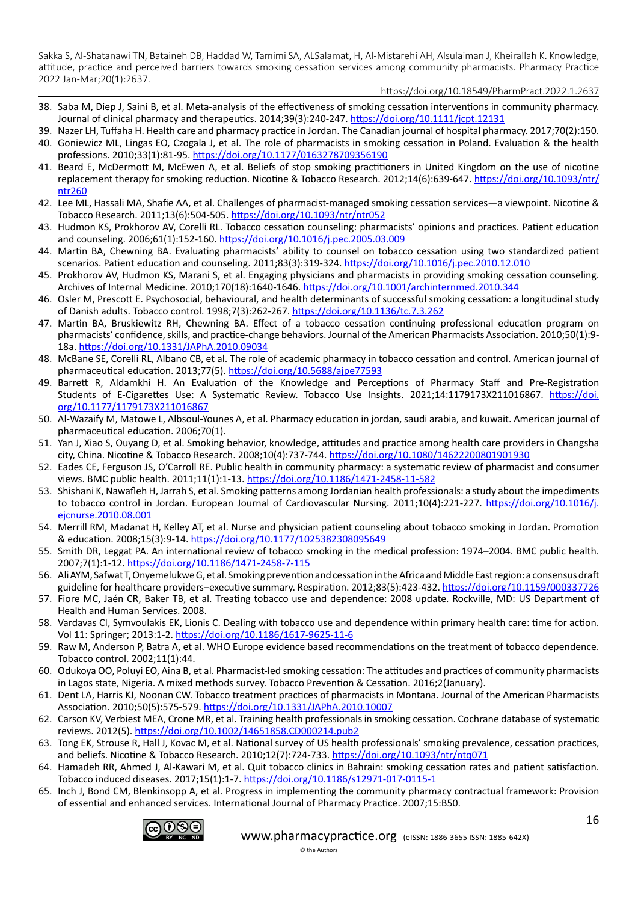38. Saba M, Diep J, Saini B, et al. Meta-analysis of the effectiveness of smoking cessation interventions in community pharmacy. Journal of clinical pharmacy and therapeutics. 2014;39(3):240-247. https://doi.org/10.1111/jcpt.12131
39. Nazer LH, Tuffaha H. Health care and pharmacy practice in Jordan. The Canadian journal of hospital pharmacy. 2017;70(2):150.
40. Goniewicz ML, Lingas EO, Czogala J, et al. The role of pharmacists in smoking cessation in Poland. Evaluation & the health professions. 2010;33(1):81-95. https://doi.org/10.1177/0163278709356190
41. Beard E, McDermott M, McEwen A, et al. Beliefs of stop smoking practitioners in United Kingdom on the use of nicotine replacement therapy for smoking reduction. Nicotine & Tobacco Research. 2012;14(6):639-647. https://doi.org/10.1093/ntr/ntr260
42. Lee ML, Hassali MA, Shafie AA, et al. Challenges of pharmacist-managed smoking cessation services—a viewpoint. Nicotine & Tobacco Research. 2011;13(6):504-505. https://doi.org/10.1093/ntr/ntr052
43. Hudmon KS, Prokhorov AV, Corelli RL. Tobacco cessation counseling: pharmacists' opinions and practices. Patient education and counseling. 2006;61(1):152-160. https://doi.org/10.1016/j.pec.2005.03.009
44. Martin BA, Chewning BA. Evaluating pharmacists' ability to counsel on tobacco cessation using two standardized patient scenarios. Patient education and counseling. 2011;83(3):319-324. https://doi.org/10.1016/j.pec.2010.12.010
45. Prokhorov AV, Hudmon KS, Marani S, et al. Engaging physicians and pharmacists in providing smoking cessation counseling. Archives of Internal Medicine. 2010;170(18):1640-1646. https://doi.org/10.1001/archinternmed.2010.344
46. Osler M, Prescott E. Psychosocial, behavioural, and health determinants of successful smoking cessation: a longitudinal study of Danish adults. Tobacco control. 1998;7(3):262-267. https://doi.org/10.1136/tc.7.3.262
47. Martin BA, Bruskiewitz RH, Chewning BA. Effect of a tobacco cessation continuing professional education program on pharmacists' confidence, skills, and practice-change behaviors. Journal of the American Pharmacists Association. 2010;50(1):9-18a. https://doi.org/10.1331/JAPhA.2010.09034
48. McBane SE, Corelli RL, Albano CB, et al. The role of academic pharmacy in tobacco cessation and control. American journal of pharmaceutical education. 2013;77(5). https://doi.org/10.5688/ajpe77593
49. Barrett R, Aldamkhi H. An Evaluation of the Knowledge and Perceptions of Pharmacy Staff and Pre-Registration Students of E-Cigarettes Use: A Systematic Review. Tobacco Use Insights. 2021;14:1179173X211016867. https://doi.org/10.1177/1179173X211016867
50. Al-Wazaify M, Matowe L, Albsoul-Younes A, et al. Pharmacy education in jordan, saudi arabia, and kuwait. American journal of pharmaceutical education. 2006;70(1).
51. Yan J, Xiao S, Ouyang D, et al. Smoking behavior, knowledge, attitudes and practice among health care providers in Changsha city, China. Nicotine & Tobacco Research. 2008;10(4):737-744. https://doi.org/10.1080/14622200801901930
52. Eades CE, Ferguson JS, O'Carroll RE. Public health in community pharmacy: a systematic review of pharmacist and consumer views. BMC public health. 2011;11(1):1-13. https://doi.org/10.1186/1471-2458-11-582
53. Shishani K, Nawafleh H, Jarrah S, et al. Smoking patterns among Jordanian health professionals: a study about the impediments to tobacco control in Jordan. European Journal of Cardiovascular Nursing. 2011;10(4):221-227. https://doi.org/10.1016/j.ejcnurse.2010.08.001
54. Merrill RM, Madanat H, Kelley AT, et al. Nurse and physician patient counseling about tobacco smoking in Jordan. Promotion & education. 2008;15(3):9-14. https://doi.org/10.1177/1025382308095649
55. Smith DR, Leggat PA. An international review of tobacco smoking in the medical profession: 1974–2004. BMC public health. 2007;7(1):1-12. https://doi.org/10.1186/1471-2458-7-115
56. Ali AYM, Safwat T, Onyemelukwe G, et al. Smoking prevention and cessation in the Africa and Middle East region: a consensus draft guideline for healthcare providers–executive summary. Respiration. 2012;83(5):423-432. https://doi.org/10.1159/000337726
57. Fiore MC, Jaén CR, Baker TB, et al. Treating tobacco use and dependence: 2008 update. Rockville, MD: US Department of Health and Human Services. 2008.
58. Vardavas CI, Symvoulakis EK, Lionis C. Dealing with tobacco use and dependence within primary health care: time for action. Vol 11: Springer; 2013:1-2. https://doi.org/10.1186/1617-9625-11-6
59. Raw M, Anderson P, Batra A, et al. WHO Europe evidence based recommendations on the treatment of tobacco dependence. Tobacco control. 2002;11(1):44.
60. Odukoya OO, Poluyi EO, Aina B, et al. Pharmacist-led smoking cessation: The attitudes and practices of community pharmacists in Lagos state, Nigeria. A mixed methods survey. Tobacco Prevention & Cessation. 2016;2(January).
61. Dent LA, Harris KJ, Noonan CW. Tobacco treatment practices of pharmacists in Montana. Journal of the American Pharmacists Association. 2010;50(5):575-579. https://doi.org/10.1331/JAPhA.2010.10007
62. Carson KV, Verbiest MEA, Crone MR, et al. Training health professionals in smoking cessation. Cochrane database of systematic reviews. 2012(5). https://doi.org/10.1002/14651858.CD000214.pub2
63. Tong EK, Strouse R, Hall J, Kovac M, et al. National survey of US health professionals' smoking prevalence, cessation practices, and beliefs. Nicotine & Tobacco Research. 2010;12(7):724-733. https://doi.org/10.1093/ntr/ntq071
64. Hamadeh RR, Ahmed J, Al-Kawari M, et al. Quit tobacco clinics in Bahrain: smoking cessation rates and patient satisfaction. Tobacco induced diseases. 2017;15(1):1-7. https://doi.org/10.1186/s12971-017-0115-1
65. Inch J, Bond CM, Blenkinsopp A, et al. Progress in implementing the community pharmacy contractual framework: Provision of essential and enhanced services. International Journal of Pharmacy Practice. 2007;15:B50.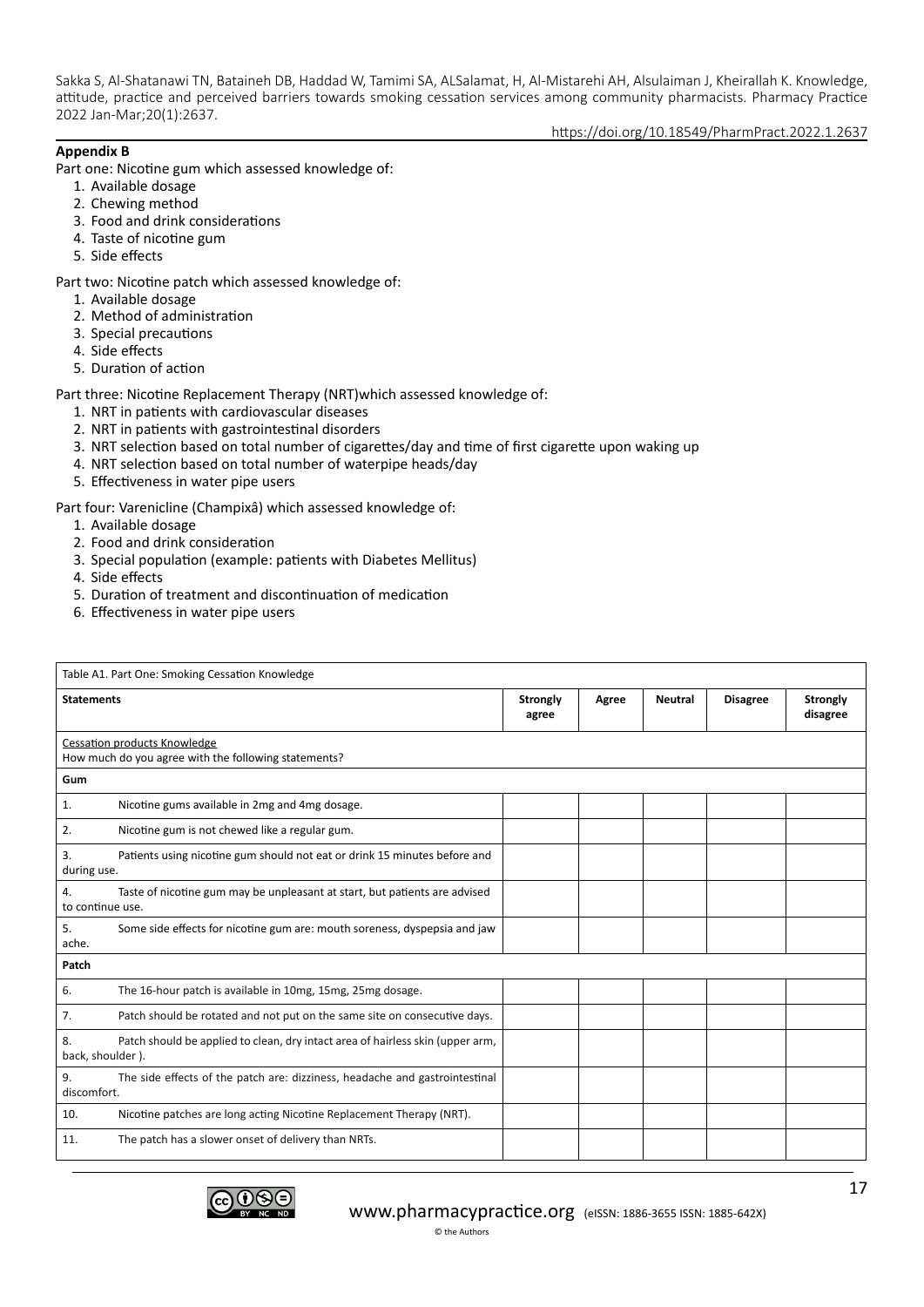**Appendix B**

Part one: Nicotine gum which assessed knowledge of:

1. Available dosage
2. Chewing method
3. Food and drink considerations
4. Taste of nicotine gum
5. Side effects

Part two: Nicotine patch which assessed knowledge of:

1. Available dosage
2. Method of administration
3. Special precautions
4. Side effects
5. Duration of action

Part three: Nicotine Replacement Therapy (NRT)which assessed knowledge of:

1. NRT in patients with cardiovascular diseases
2. NRT in patients with gastrointestinal disorders
3. NRT selection based on total number of cigarettes/day and time of first cigarette upon waking up
4. NRT selection based on total number of waterpipe heads/day
5. Effectiveness in water pipe users

Part four: Varenicline (Champixâ) which assessed knowledge of:

1. Available dosage
2. Food and drink consideration
3. Special population (example: patients with Diabetes Mellitus)
4. Side effects
5. Duration of treatment and discontinuation of medication
6. Effectiveness in water pipe users

Table A1. Part One: Smoking Cessation Knowledge

| Statements | Strongly agree | Agree | Neutral | Disagree | Strongly disagree |
|---|---|---|---|---|---|
| Cessation products Knowledge<br>How much do you agree with the following statements? | | | | | |
| **Gum** | | | | | |
| 1. Nicotine gums available in 2mg and 4mg dosage. | | | | | |
| 2. Nicotine gum is not chewed like a regular gum. | | | | | |
| 3. Patients using nicotine gum should not eat or drink 15 minutes before and during use. | | | | | |
| 4. Taste of nicotine gum may be unpleasant at start, but patients are advised to continue use. | | | | | |
| 5. Some side effects for nicotine gum are: mouth soreness, dyspepsia and jaw ache. | | | | | |
| **Patch** | | | | | |
| 6. The 16-hour patch is available in 10mg, 15mg, 25mg dosage. | | | | | |
| 7. Patch should be rotated and not put on the same site on consecutive days. | | | | | |
| 8. Patch should be applied to clean, dry intact area of hairless skin (upper arm, back, shoulder ). | | | | | |
| 9. The side effects of the patch are: dizziness, headache and gastrointestinal discomfort. | | | | | |
| 10. Nicotine patches are long acting Nicotine Replacement Therapy (NRT). | | | | | |
| 11. The patch has a slower onset of delivery than NRTs. | | | | | |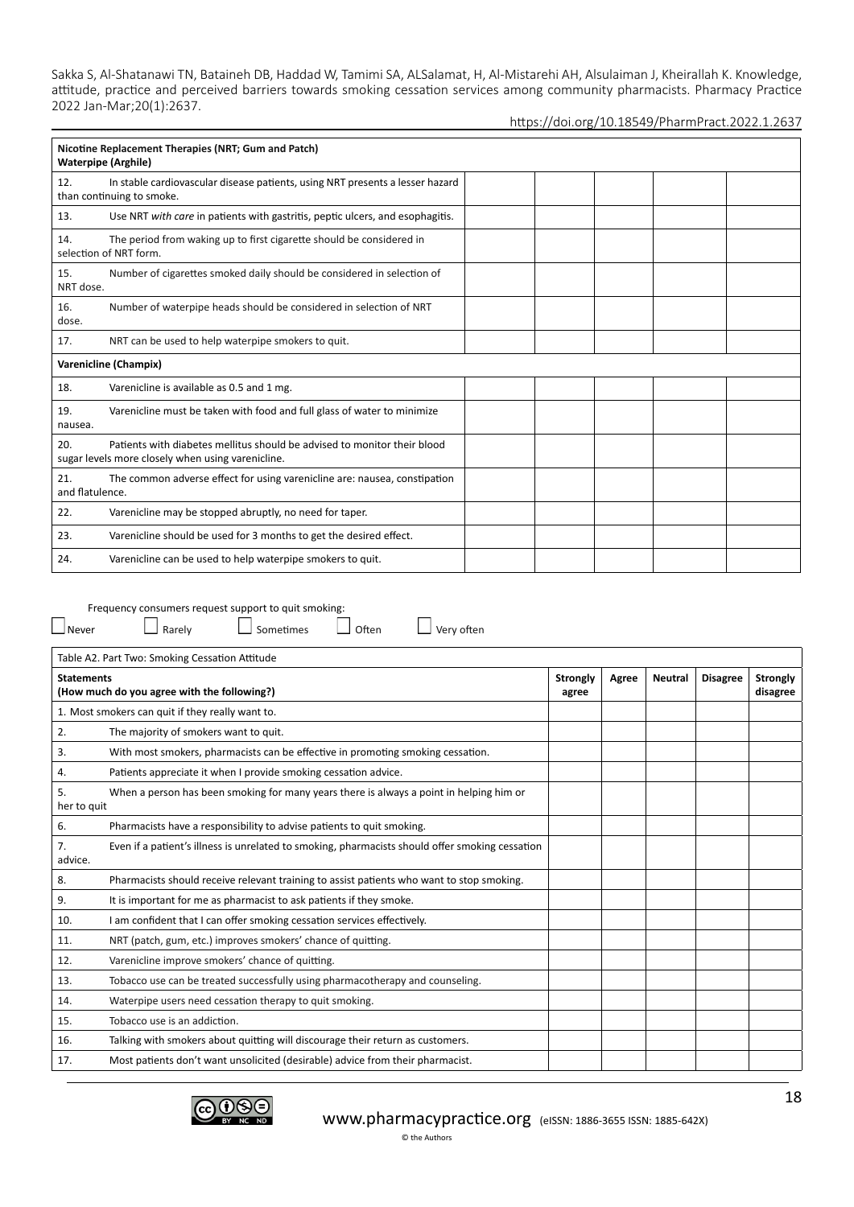| **Nicotine Replacement Therapies (NRT; Gum and Patch)** **Waterpipe (Arghile)** | | | | | |
|---|---|---|---|---|---|
| 12. In stable cardiovascular disease patients, using NRT presents a lesser hazard than continuing to smoke. | | | | | |
| 13. Use NRT *with care* in patients with gastritis, peptic ulcers, and esophagitis. | | | | | |
| 14. The period from waking up to first cigarette should be considered in selection of NRT form. | | | | | |
| 15. Number of cigarettes smoked daily should be considered in selection of NRT dose. | | | | | |
| 16. Number of waterpipe heads should be considered in selection of NRT dose. | | | | | |
| 17. NRT can be used to help waterpipe smokers to quit. | | | | | |
| **Varenicline (Champix)** | | | | | |
| 18. Varenicline is available as 0.5 and 1 mg. | | | | | |
| 19. Varenicline must be taken with food and full glass of water to minimize nausea. | | | | | |
| 20. Patients with diabetes mellitus should be advised to monitor their blood sugar levels more closely when using varenicline. | | | | | |
| 21. The common adverse effect for using varenicline are: nausea, constipation and flatulence. | | | | | |
| 22. Varenicline may be stopped abruptly, no need for taper. | | | | | |
| 23. Varenicline should be used for 3 months to get the desired effect. | | | | | |
| 24. Varenicline can be used to help waterpipe smokers to quit. | | | | | |

Frequency consumers request support to quit smoking:

☐ Never ☐ Rarely ☐ Sometimes ☐ Often ☐ Very often

Table A2. Part Two: Smoking Cessation Attitude

| **Statements** **(How much do you agree with the following?)** | **Strongly agree** | **Agree** | **Neutral** | **Disagree** | **Strongly disagree** |
|---|---|---|---|---|---|
| 1. Most smokers can quit if they really want to. | | | | | |
| 2. The majority of smokers want to quit. | | | | | |
| 3. With most smokers, pharmacists can be effective in promoting smoking cessation. | | | | | |
| 4. Patients appreciate it when I provide smoking cessation advice. | | | | | |
| 5. When a person has been smoking for many years there is always a point in helping him or her to quit | | | | | |
| 6. Pharmacists have a responsibility to advise patients to quit smoking. | | | | | |
| 7. Even if a patient's illness is unrelated to smoking, pharmacists should offer smoking cessation advice. | | | | | |
| 8. Pharmacists should receive relevant training to assist patients who want to stop smoking. | | | | | |
| 9. It is important for me as pharmacist to ask patients if they smoke. | | | | | |
| 10. I am confident that I can offer smoking cessation services effectively. | | | | | |
| 11. NRT (patch, gum, etc.) improves smokers' chance of quitting. | | | | | |
| 12. Varenicline improve smokers' chance of quitting. | | | | | |
| 13. Tobacco use can be treated successfully using pharmacotherapy and counseling. | | | | | |
| 14. Waterpipe users need cessation therapy to quit smoking. | | | | | |
| 15. Tobacco use is an addiction. | | | | | |
| 16. Talking with smokers about quitting will discourage their return as customers. | | | | | |
| 17. Most patients don't want unsolicited (desirable) advice from their pharmacist. | | | | | |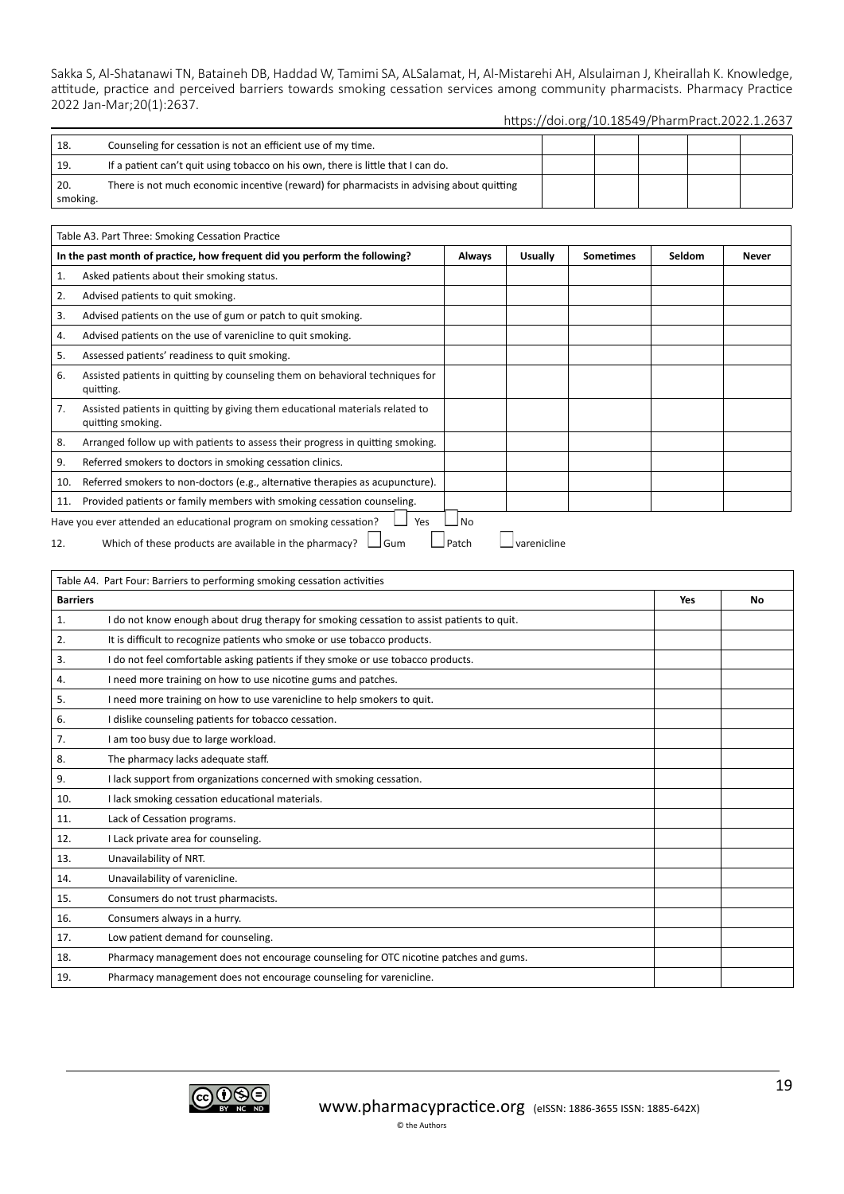| | | | | | | |
|---|---|---|---|---|---|---|
| 18. | Counseling for cessation is not an efficient use of my time. | | | | | |
| 19. | If a patient can't quit using tobacco on his own, there is little that I can do. | | | | | |
| 20. smoking. | There is not much economic incentive (reward) for pharmacists in advising about quitting | | | | | |

Table A3. Part Three: Smoking Cessation Practice

| In the past month of practice, how frequent did you perform the following? | Always | Usually | Sometimes | Seldom | Never |
|---|---|---|---|---|---|
| 1. Asked patients about their smoking status. | | | | | |
| 2. Advised patients to quit smoking. | | | | | |
| 3. Advised patients on the use of gum or patch to quit smoking. | | | | | |
| 4. Advised patients on the use of varenicline to quit smoking. | | | | | |
| 5. Assessed patients' readiness to quit smoking. | | | | | |
| 6. Assisted patients in quitting by counseling them on behavioral techniques for quitting. | | | | | |
| 7. Assisted patients in quitting by giving them educational materials related to quitting smoking. | | | | | |
| 8. Arranged follow up with patients to assess their progress in quitting smoking. | | | | | |
| 9. Referred smokers to doctors in smoking cessation clinics. | | | | | |
| 10. Referred smokers to non-doctors (e.g., alternative therapies as acupuncture). | | | | | |
| 11. Provided patients or family members with smoking cessation counseling. | | | | | |

Have you ever attended an educational program on smoking cessation? ☐ Yes ☐ No

12. Which of these products are available in the pharmacy? ☐ Gum ☐ Patch ☐ varenicline

Table A4. Part Four: Barriers to performing smoking cessation activities

| Barriers | | Yes | No |
|---|---|---|---|
| 1. | I do not know enough about drug therapy for smoking cessation to assist patients to quit. | | |
| 2. | It is difficult to recognize patients who smoke or use tobacco products. | | |
| 3. | I do not feel comfortable asking patients if they smoke or use tobacco products. | | |
| 4. | I need more training on how to use nicotine gums and patches. | | |
| 5. | I need more training on how to use varenicline to help smokers to quit. | | |
| 6. | I dislike counseling patients for tobacco cessation. | | |
| 7. | I am too busy due to large workload. | | |
| 8. | The pharmacy lacks adequate staff. | | |
| 9. | I lack support from organizations concerned with smoking cessation. | | |
| 10. | I lack smoking cessation educational materials. | | |
| 11. | Lack of Cessation programs. | | |
| 12. | I Lack private area for counseling. | | |
| 13. | Unavailability of NRT. | | |
| 14. | Unavailability of varenicline. | | |
| 15. | Consumers do not trust pharmacists. | | |
| 16. | Consumers always in a hurry. | | |
| 17. | Low patient demand for counseling. | | |
| 18. | Pharmacy management does not encourage counseling for OTC nicotine patches and gums. | | |
| 19. | Pharmacy management does not encourage counseling for varenicline. | | |